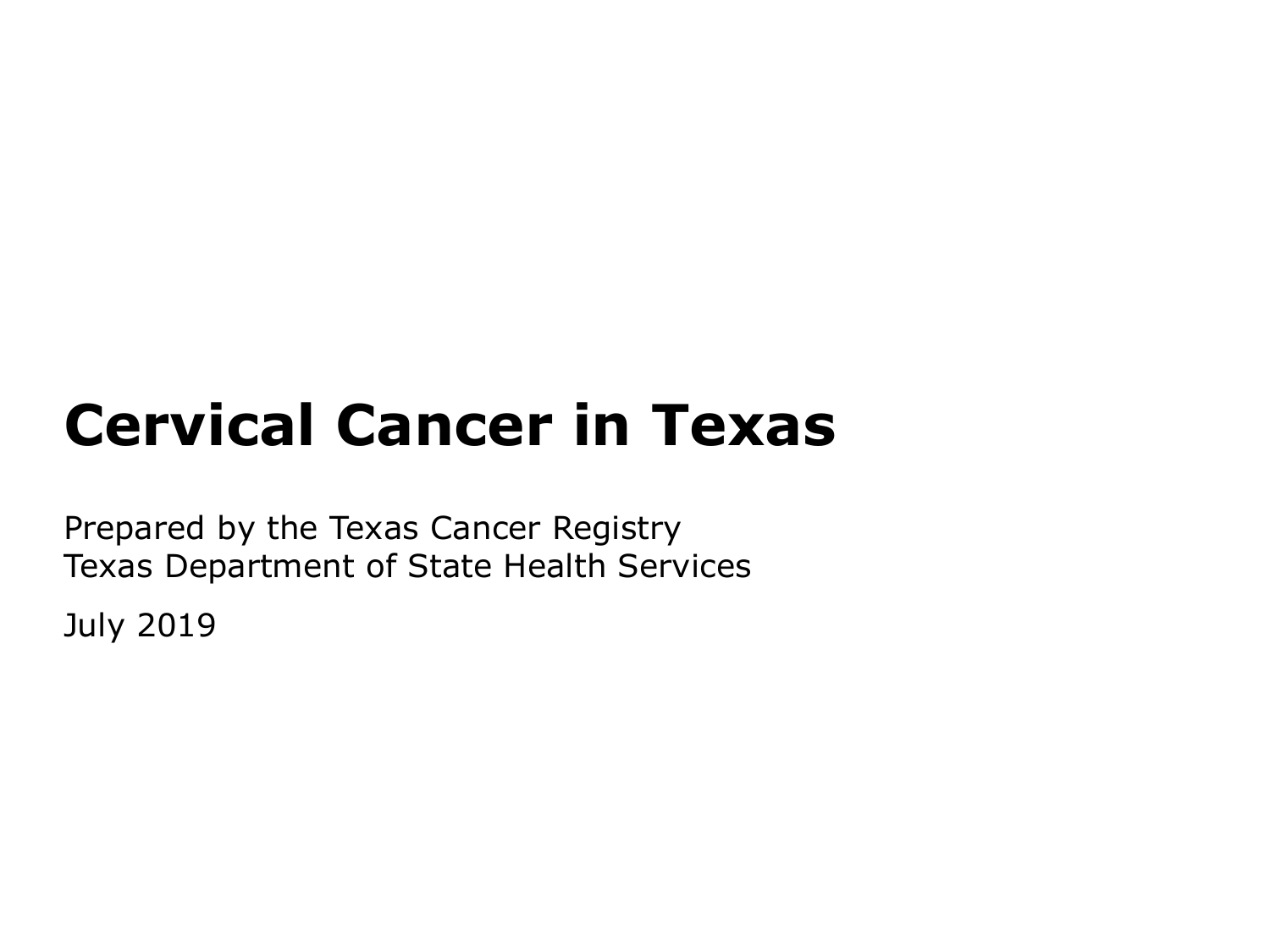# Cervical Cancer in Texas

Prepared by the Texas Cancer Registry
Texas Department of State Health Services

July 2019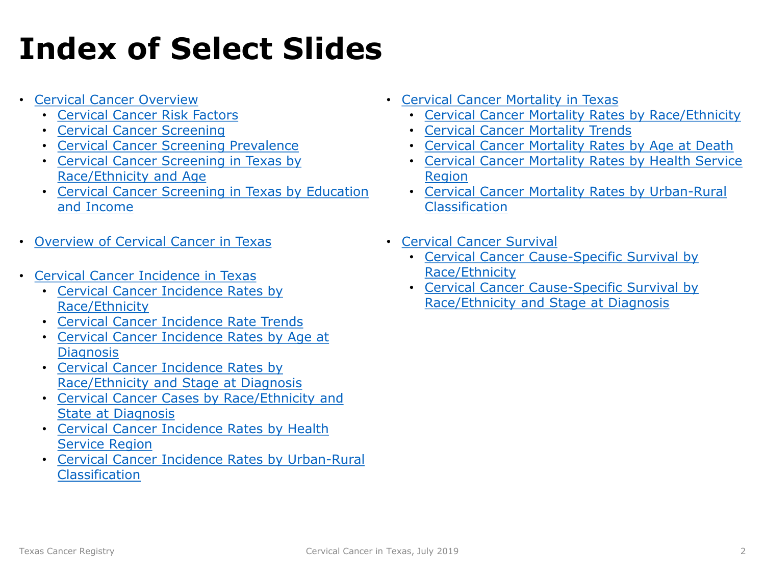# Index of Select Slides

- Cervical Cancer Overview
  - Cervical Cancer Risk Factors
  - Cervical Cancer Screening
  - Cervical Cancer Screening Prevalence
  - Cervical Cancer Screening in Texas by Race/Ethnicity and Age
  - Cervical Cancer Screening in Texas by Education and Income

- Overview of Cervical Cancer in Texas

- Cervical Cancer Incidence in Texas
  - Cervical Cancer Incidence Rates by Race/Ethnicity
  - Cervical Cancer Incidence Rate Trends
  - Cervical Cancer Incidence Rates by Age at Diagnosis
  - Cervical Cancer Incidence Rates by Race/Ethnicity and Stage at Diagnosis
  - Cervical Cancer Cases by Race/Ethnicity and State at Diagnosis
  - Cervical Cancer Incidence Rates by Health Service Region
  - Cervical Cancer Incidence Rates by Urban-Rural Classification

- Cervical Cancer Mortality in Texas
  - Cervical Cancer Mortality Rates by Race/Ethnicity
  - Cervical Cancer Mortality Trends
  - Cervical Cancer Mortality Rates by Age at Death
  - Cervical Cancer Mortality Rates by Health Service Region
  - Cervical Cancer Mortality Rates by Urban-Rural Classification

- Cervical Cancer Survival
  - Cervical Cancer Cause-Specific Survival by Race/Ethnicity
  - Cervical Cancer Cause-Specific Survival by Race/Ethnicity and Stage at Diagnosis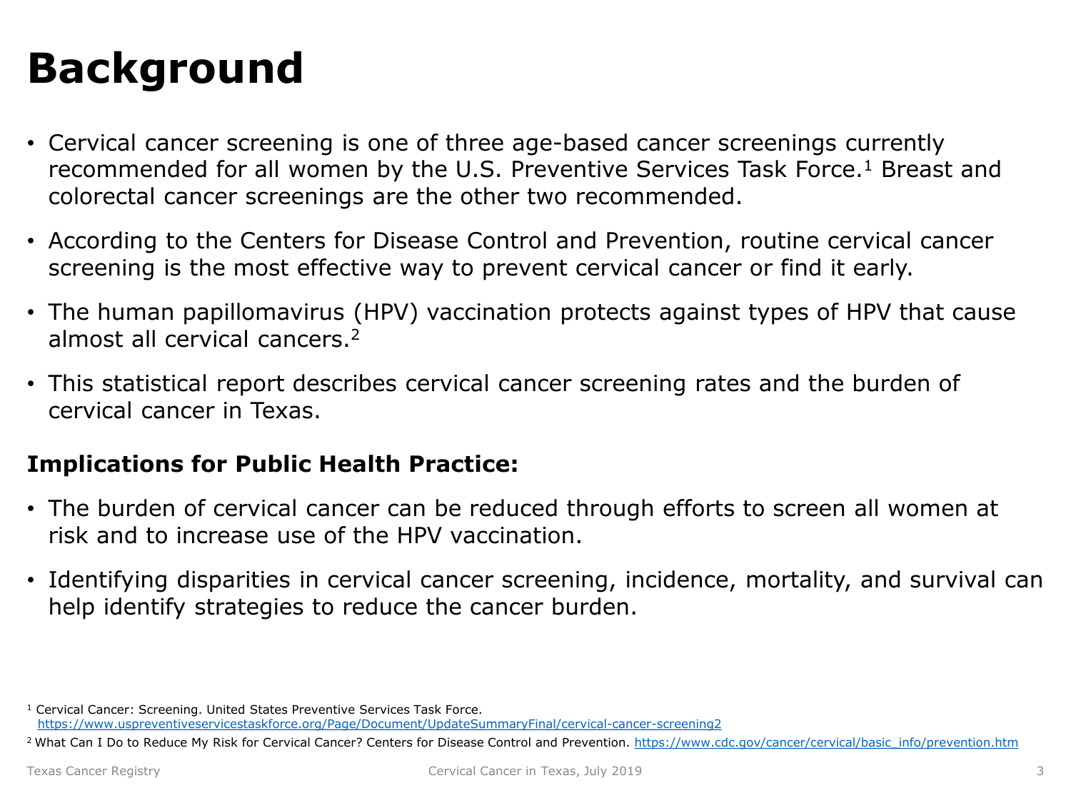# Background

- Cervical cancer screening is one of three age-based cancer screenings currently recommended for all women by the U.S. Preventive Services Task Force.[1] Breast and colorectal cancer screenings are the other two recommended.
- According to the Centers for Disease Control and Prevention, routine cervical cancer screening is the most effective way to prevent cervical cancer or find it early.
- The human papillomavirus (HPV) vaccination protects against types of HPV that cause almost all cervical cancers.[2]
- This statistical report describes cervical cancer screening rates and the burden of cervical cancer in Texas.

**Implications for Public Health Practice:**

- The burden of cervical cancer can be reduced through efforts to screen all women at risk and to increase use of the HPV vaccination.
- Identifying disparities in cervical cancer screening, incidence, mortality, and survival can help identify strategies to reduce the cancer burden.

[1] Cervical Cancer: Screening. United States Preventive Services Task Force. https://www.uspreventiveservicestaskforce.org/Page/Document/UpdateSummaryFinal/cervical-cancer-screening2

[2] What Can I Do to Reduce My Risk for Cervical Cancer? Centers for Disease Control and Prevention. https://www.cdc.gov/cancer/cervical/basic_info/prevention.htm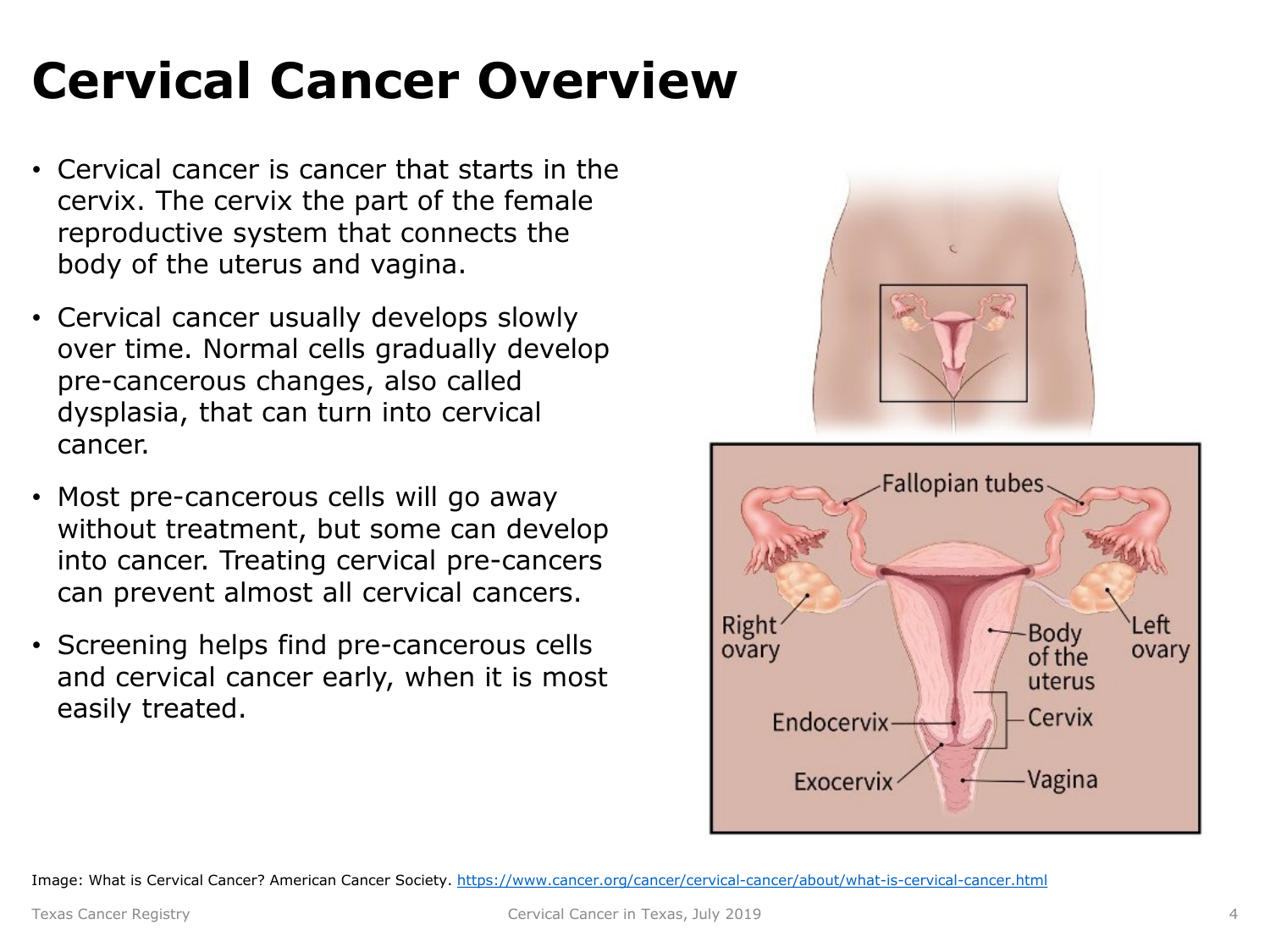# Cervical Cancer Overview

- Cervical cancer is cancer that starts in the cervix. The cervix the part of the female reproductive system that connects the body of the uterus and vagina.
- Cervical cancer usually develops slowly over time. Normal cells gradually develop pre-cancerous changes, also called dysplasia, that can turn into cervical cancer.
- Most pre-cancerous cells will go away without treatment, but some can develop into cancer. Treating cervical pre-cancers can prevent almost all cervical cancers.
- Screening helps find pre-cancerous cells and cervical cancer early, when it is most easily treated.

Image: What is Cervical Cancer? American Cancer Society. [https://www.cancer.org/cancer/cervical-cancer/about/what-is-cervical-cancer.html](https://www.cancer.org/cancer/cervical-cancer/about/what-is-cervical-cancer.html)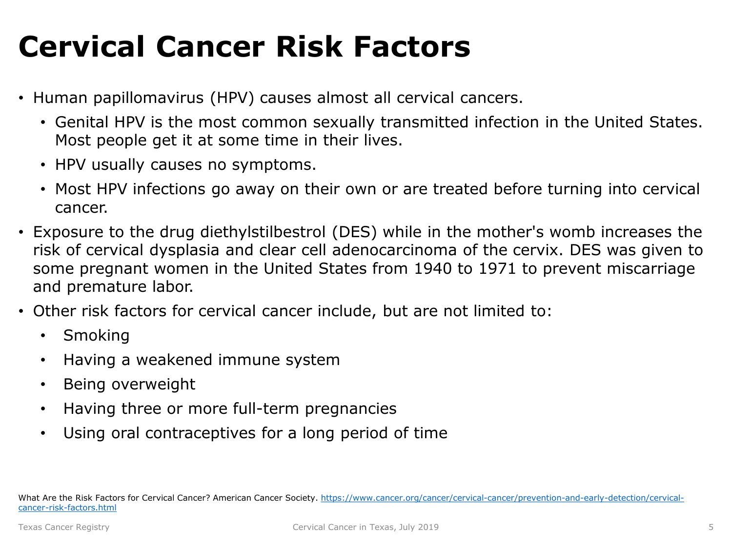# Cervical Cancer Risk Factors

- Human papillomavirus (HPV) causes almost all cervical cancers.
  - Genital HPV is the most common sexually transmitted infection in the United States. Most people get it at some time in their lives.
  - HPV usually causes no symptoms.
  - Most HPV infections go away on their own or are treated before turning into cervical cancer.
- Exposure to the drug diethylstilbestrol (DES) while in the mother's womb increases the risk of cervical dysplasia and clear cell adenocarcinoma of the cervix. DES was given to some pregnant women in the United States from 1940 to 1971 to prevent miscarriage and premature labor.
- Other risk factors for cervical cancer include, but are not limited to:
  - Smoking
  - Having a weakened immune system
  - Being overweight
  - Having three or more full-term pregnancies
  - Using oral contraceptives for a long period of time

What Are the Risk Factors for Cervical Cancer? American Cancer Society. https://www.cancer.org/cancer/cervical-cancer/prevention-and-early-detection/cervical-cancer-risk-factors.html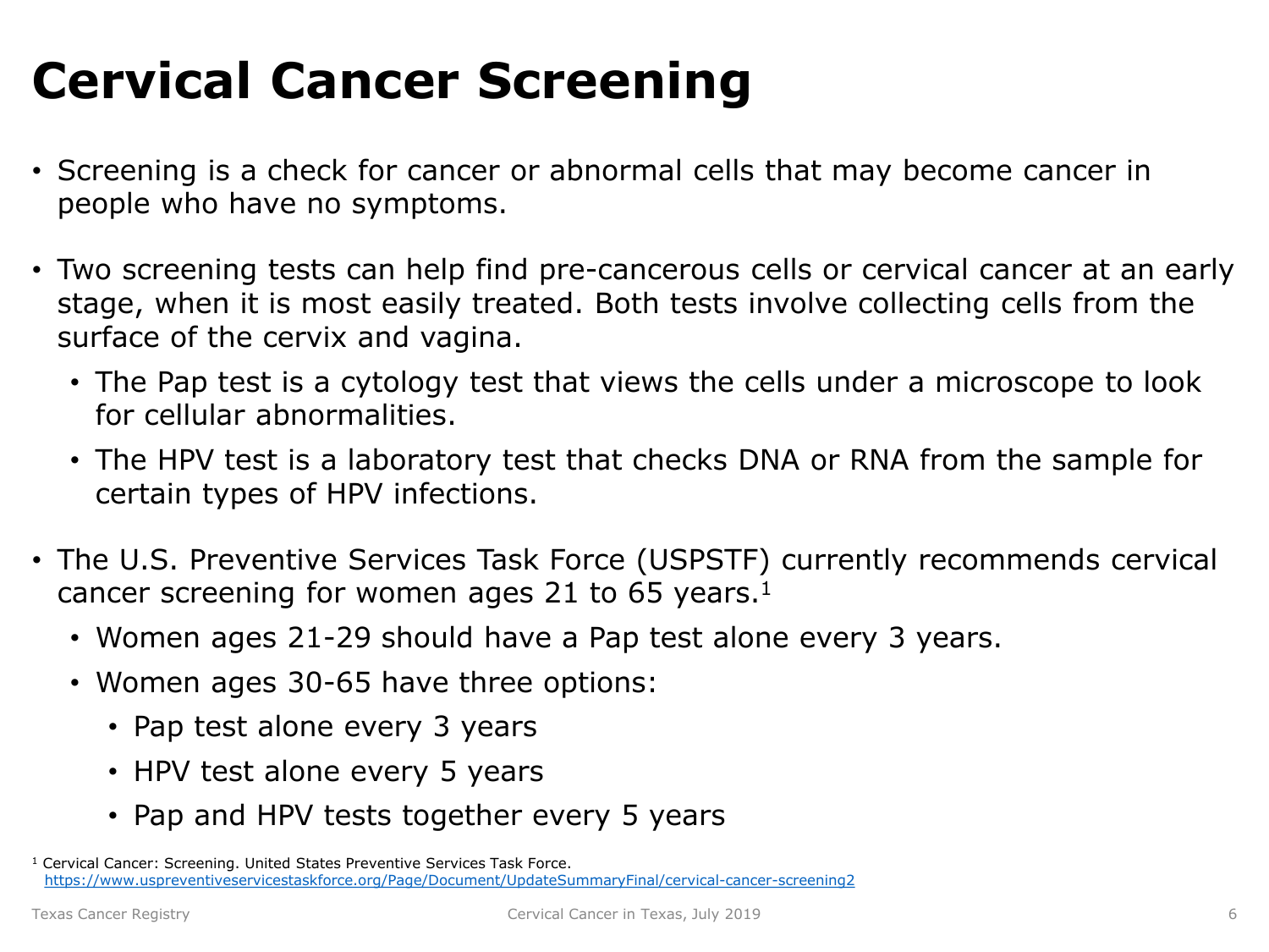# Cervical Cancer Screening

- Screening is a check for cancer or abnormal cells that may become cancer in people who have no symptoms.
- Two screening tests can help find pre-cancerous cells or cervical cancer at an early stage, when it is most easily treated. Both tests involve collecting cells from the surface of the cervix and vagina.
  - The Pap test is a cytology test that views the cells under a microscope to look for cellular abnormalities.
  - The HPV test is a laboratory test that checks DNA or RNA from the sample for certain types of HPV infections.
- The U.S. Preventive Services Task Force (USPSTF) currently recommends cervical cancer screening for women ages 21 to 65 years.[1]
  - Women ages 21-29 should have a Pap test alone every 3 years.
  - Women ages 30-65 have three options:
    - Pap test alone every 3 years
    - HPV test alone every 5 years
    - Pap and HPV tests together every 5 years

[1] Cervical Cancer: Screening. United States Preventive Services Task Force. https://www.uspreventiveservicestaskforce.org/Page/Document/UpdateSummaryFinal/cervical-cancer-screening2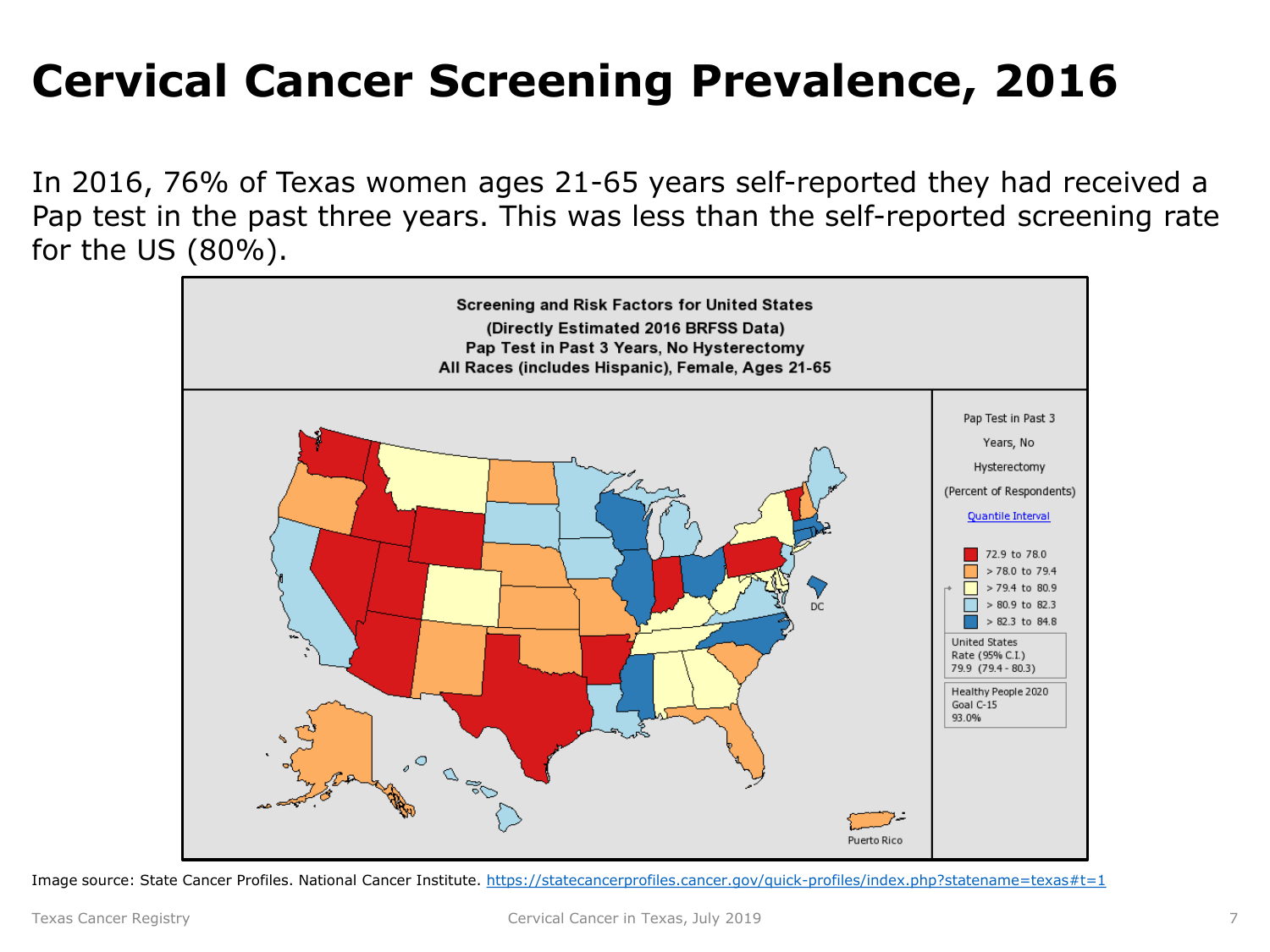# Cervical Cancer Screening Prevalence, 2016

In 2016, 76% of Texas women ages 21-65 years self-reported they had received a Pap test in the past three years. This was less than the self-reported screening rate for the US (80%).

**Screening and Risk Factors for United States**
**(Directly Estimated 2016 BRFSS Data)**
**Pap Test in Past 3 Years, No Hysterectomy**
**All Races (includes Hispanic), Female, Ages 21-65**

Pap Test in Past 3 Years, No Hysterectomy (Percent of Respondents)

Quantile Interval

- 72.9 to 78.0
- > 78.0 to 79.4
- > 79.4 to 80.9
- > 80.9 to 82.3
- > 82.3 to 84.8

United States Rate (95% C.I.)
79.9 (79.4 - 80.3)

Healthy People 2020 Goal C-15
93.0%

DC

Puerto Rico

Image source: State Cancer Profiles. National Cancer Institute. https://statecancerprofiles.cancer.gov/quick-profiles/index.php?statename=texas#t=1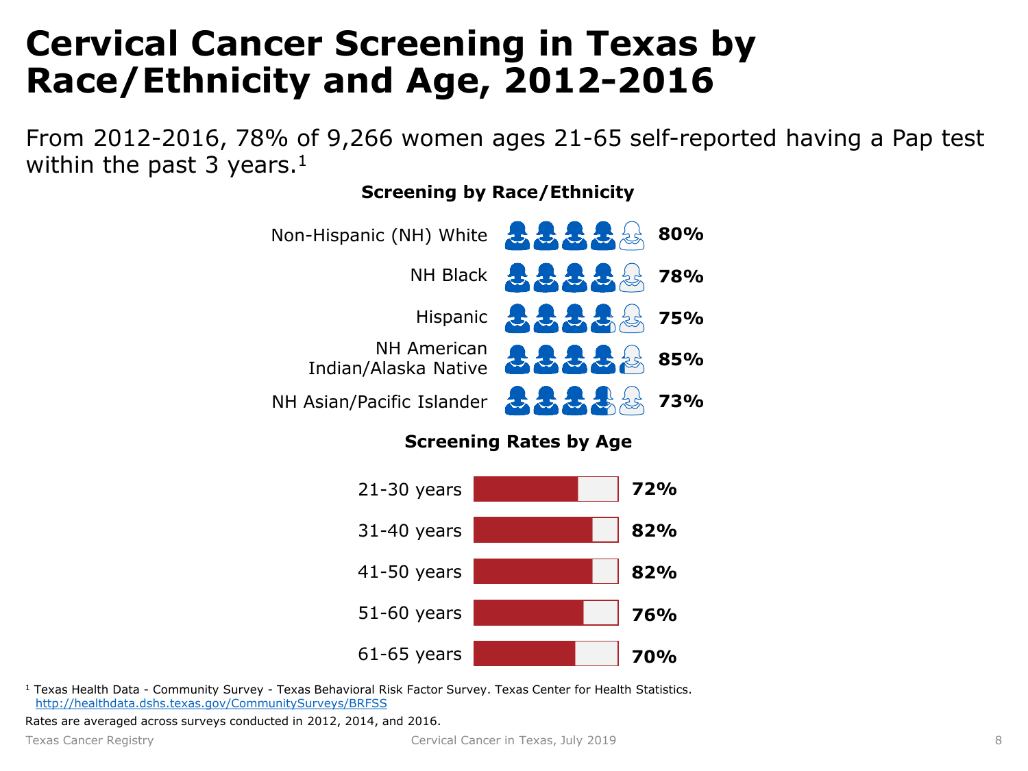# Cervical Cancer Screening in Texas by Race/Ethnicity and Age, 2012-2016

From 2012-2016, 78% of 9,266 women ages 21-65 self-reported having a Pap test within the past 3 years.[1]

**Screening by Race/Ethnicity**

| Race/Ethnicity | Screening |
|---|---|
| Non-Hispanic (NH) White | 80% |
| NH Black | 78% |
| Hispanic | 75% |
| NH American Indian/Alaska Native | 85% |
| NH Asian/Pacific Islander | 73% |

**Screening Rates by Age**

| Age | Screening |
|---|---|
| 21-30 years | 72% |
| 31-40 years | 82% |
| 41-50 years | 82% |
| 51-60 years | 76% |
| 61-65 years | 70% |

[1] Texas Health Data - Community Survey - Texas Behavioral Risk Factor Survey. Texas Center for Health Statistics. http://healthdata.dshs.texas.gov/CommunitySurveys/BRFSS

Rates are averaged across surveys conducted in 2012, 2014, and 2016.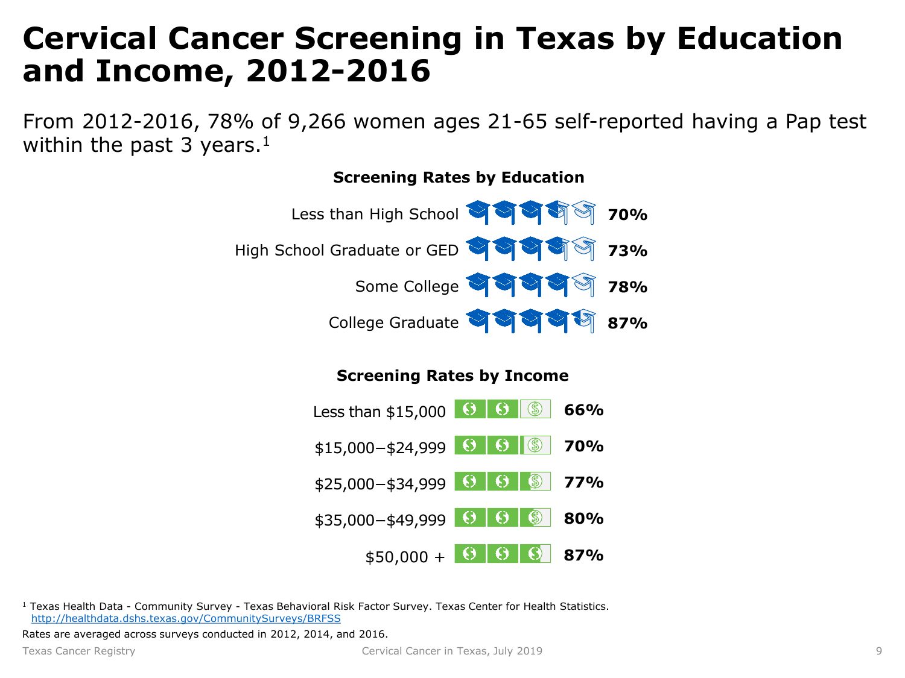# Cervical Cancer Screening in Texas by Education and Income, 2012-2016

From 2012-2016, 78% of 9,266 women ages 21-65 self-reported having a Pap test within the past 3 years.[1]

**Screening Rates by Education**

| Education | Rate |
|---|---|
| Less than High School | **70%** |
| High School Graduate or GED | **73%** |
| Some College | **78%** |
| College Graduate | **87%** |

**Screening Rates by Income**

| Income | Rate |
|---|---|
| Less than $15,000 | **66%** |
| $15,000–$24,999 | **70%** |
| $25,000–$34,999 | **77%** |
| $35,000–$49,999 | **80%** |
| $50,000 + | **87%** |

[1] Texas Health Data - Community Survey - Texas Behavioral Risk Factor Survey. Texas Center for Health Statistics. http://healthdata.dshs.texas.gov/CommunitySurveys/BRFSS

Rates are averaged across surveys conducted in 2012, 2014, and 2016.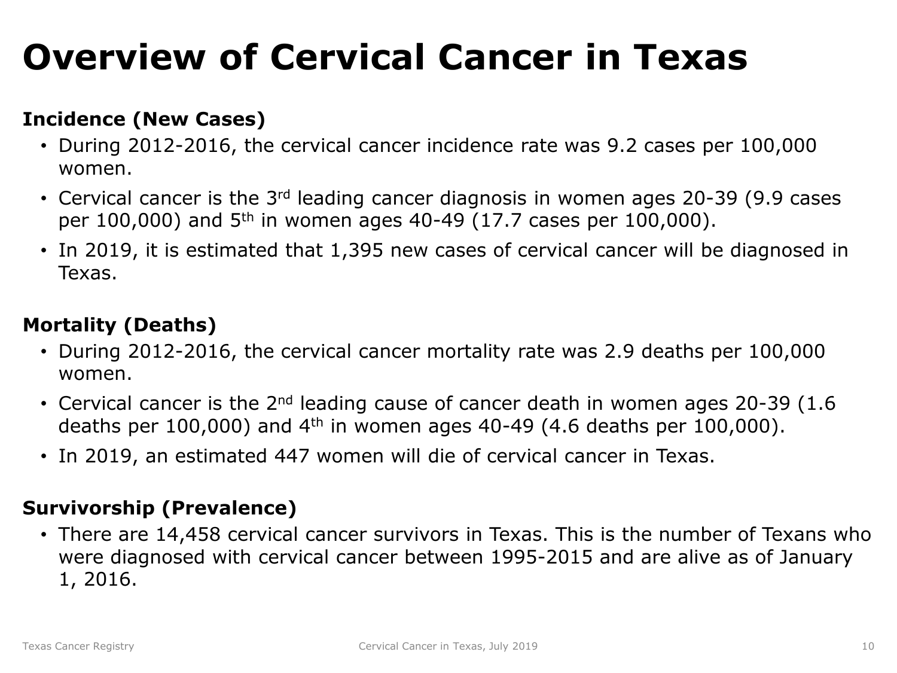# Overview of Cervical Cancer in Texas

**Incidence (New Cases)**

- During 2012-2016, the cervical cancer incidence rate was 9.2 cases per 100,000 women.
- Cervical cancer is the 3rd leading cancer diagnosis in women ages 20-39 (9.9 cases per 100,000) and 5th in women ages 40-49 (17.7 cases per 100,000).
- In 2019, it is estimated that 1,395 new cases of cervical cancer will be diagnosed in Texas.

**Mortality (Deaths)**

- During 2012-2016, the cervical cancer mortality rate was 2.9 deaths per 100,000 women.
- Cervical cancer is the 2nd leading cause of cancer death in women ages 20-39 (1.6 deaths per 100,000) and 4th in women ages 40-49 (4.6 deaths per 100,000).
- In 2019, an estimated 447 women will die of cervical cancer in Texas.

**Survivorship (Prevalence)**

- There are 14,458 cervical cancer survivors in Texas. This is the number of Texans who were diagnosed with cervical cancer between 1995-2015 and are alive as of January 1, 2016.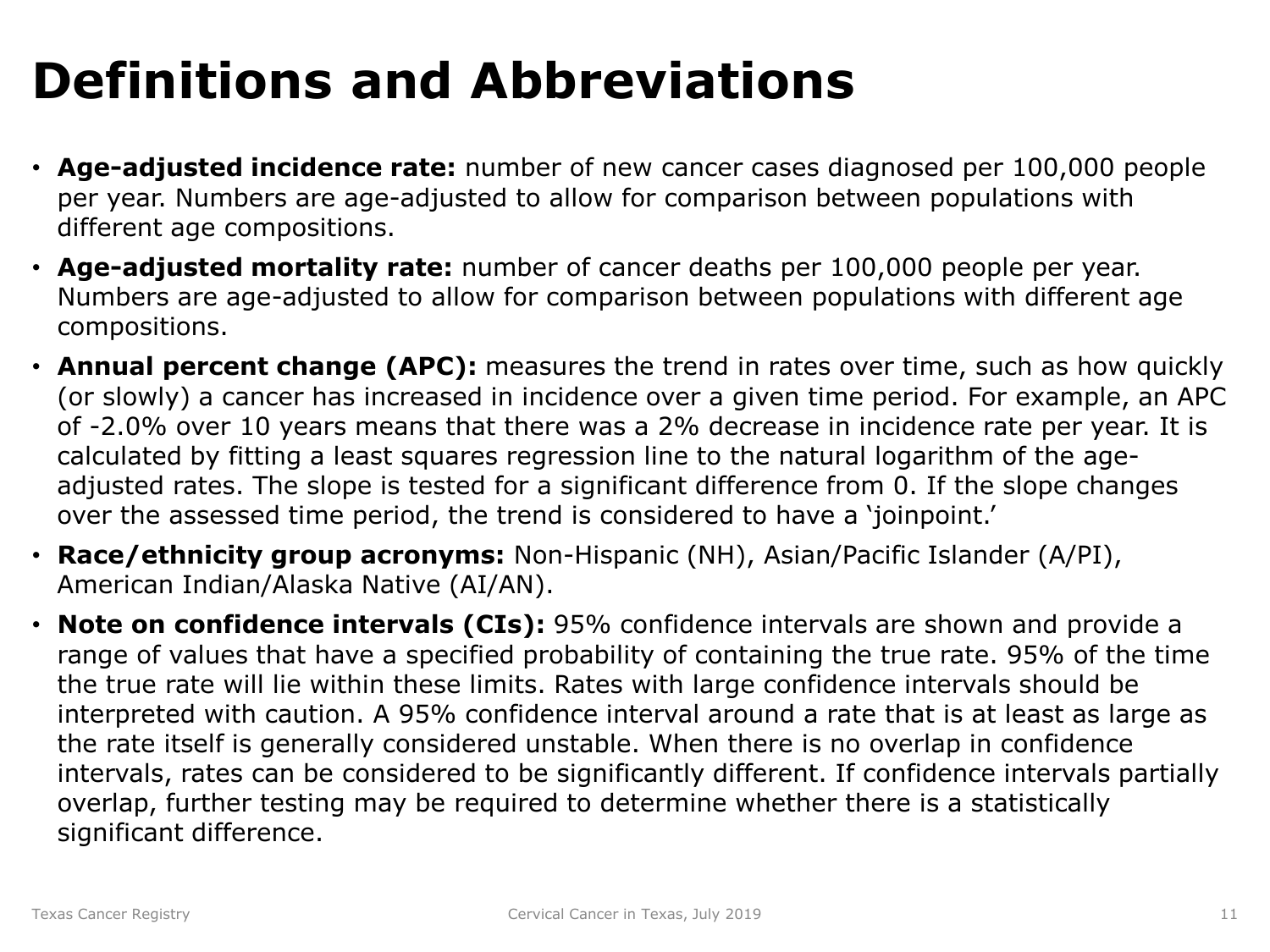# Definitions and Abbreviations

- **Age-adjusted incidence rate:** number of new cancer cases diagnosed per 100,000 people per year. Numbers are age-adjusted to allow for comparison between populations with different age compositions.
- **Age-adjusted mortality rate:** number of cancer deaths per 100,000 people per year. Numbers are age-adjusted to allow for comparison between populations with different age compositions.
- **Annual percent change (APC):** measures the trend in rates over time, such as how quickly (or slowly) a cancer has increased in incidence over a given time period. For example, an APC of -2.0% over 10 years means that there was a 2% decrease in incidence rate per year. It is calculated by fitting a least squares regression line to the natural logarithm of the age-adjusted rates. The slope is tested for a significant difference from 0. If the slope changes over the assessed time period, the trend is considered to have a 'joinpoint.'
- **Race/ethnicity group acronyms:** Non-Hispanic (NH), Asian/Pacific Islander (A/PI), American Indian/Alaska Native (AI/AN).
- **Note on confidence intervals (CIs):** 95% confidence intervals are shown and provide a range of values that have a specified probability of containing the true rate. 95% of the time the true rate will lie within these limits. Rates with large confidence intervals should be interpreted with caution. A 95% confidence interval around a rate that is at least as large as the rate itself is generally considered unstable. When there is no overlap in confidence intervals, rates can be considered to be significantly different. If confidence intervals partially overlap, further testing may be required to determine whether there is a statistically significant difference.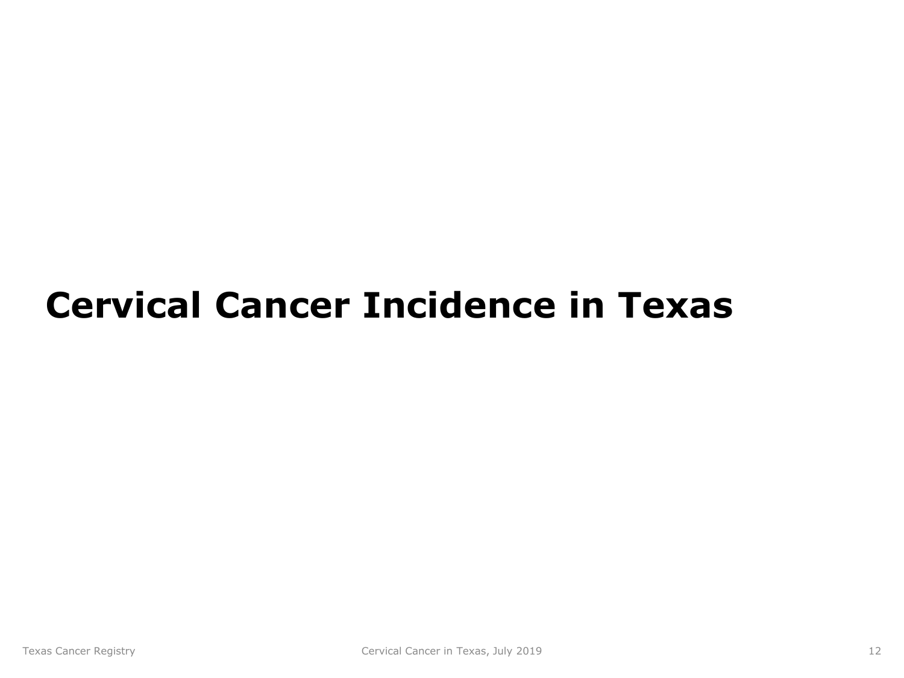# Cervical Cancer Incidence in Texas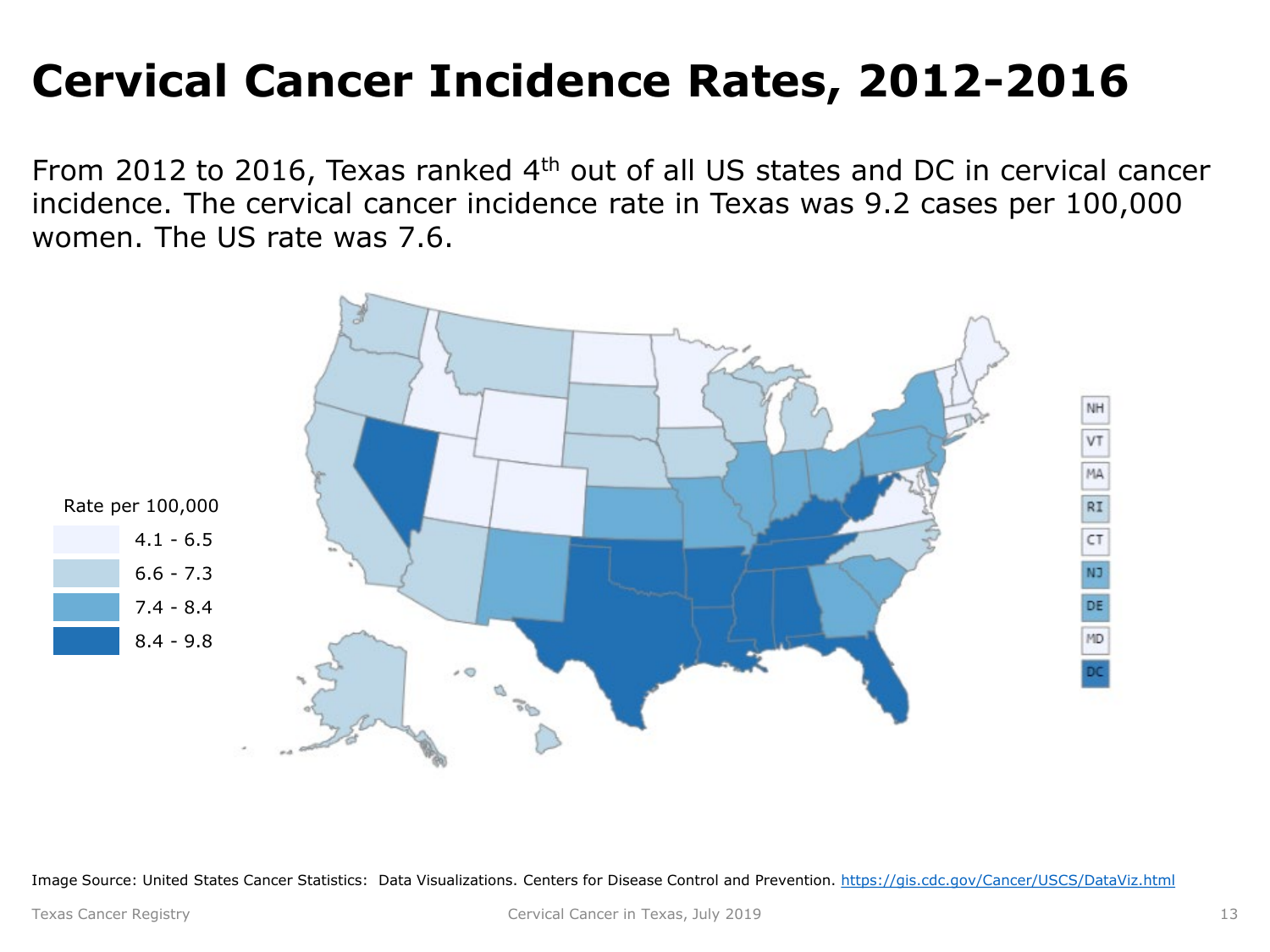# Cervical Cancer Incidence Rates, 2012-2016

From 2012 to 2016, Texas ranked 4th out of all US states and DC in cervical cancer incidence. The cervical cancer incidence rate in Texas was 9.2 cases per 100,000 women. The US rate was 7.6.

Rate per 100,000

- 4.1 - 6.5
- 6.6 - 7.3
- 7.4 - 8.4
- 8.4 - 9.8

Image Source: United States Cancer Statistics: Data Visualizations. Centers for Disease Control and Prevention. https://gis.cdc.gov/Cancer/USCS/DataViz.html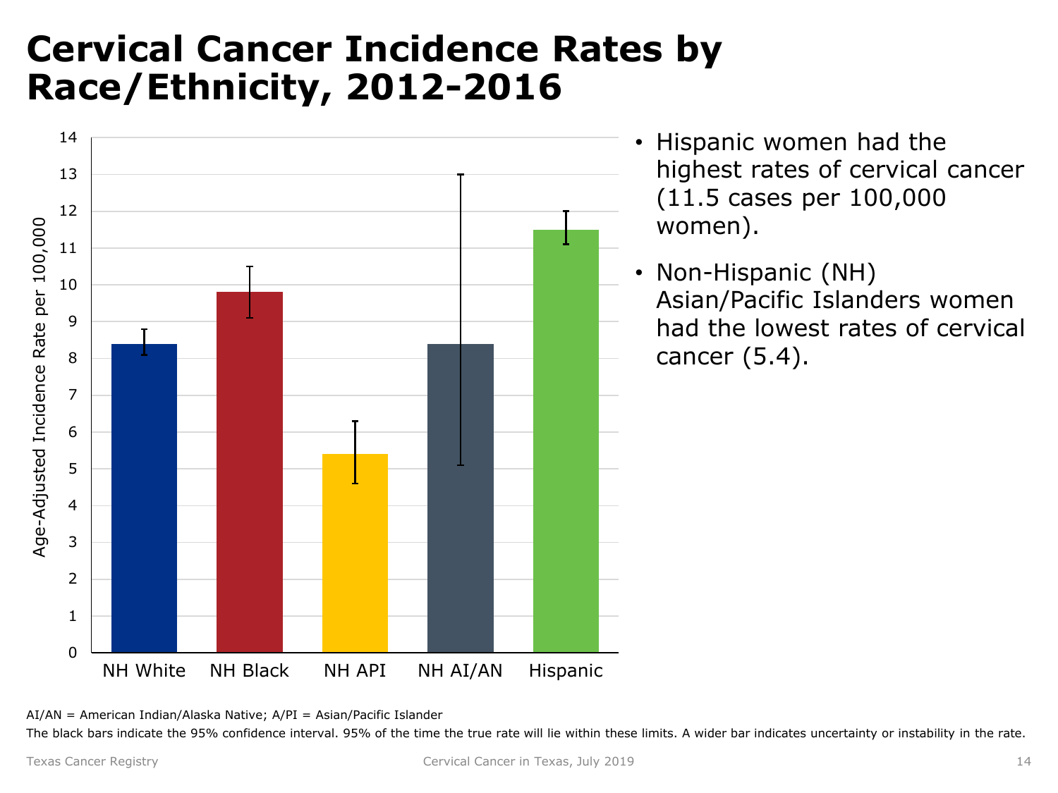# Cervical Cancer Incidence Rates by Race/Ethnicity, 2012-2016

| Race/Ethnicity | Age-Adjusted Incidence Rate per 100,000 |
|---|---|
| NH White | 8.4 |
| NH Black | 9.8 |
| NH API | 5.4 |
| NH AI/AN | 8.4 |
| Hispanic | 11.5 |

- Hispanic women had the highest rates of cervical cancer (11.5 cases per 100,000 women).
- Non-Hispanic (NH) Asian/Pacific Islanders women had the lowest rates of cervical cancer (5.4).

AI/AN = American Indian/Alaska Native; A/PI = Asian/Pacific Islander

The black bars indicate the 95% confidence interval. 95% of the time the true rate will lie within these limits. A wider bar indicates uncertainty or instability in the rate.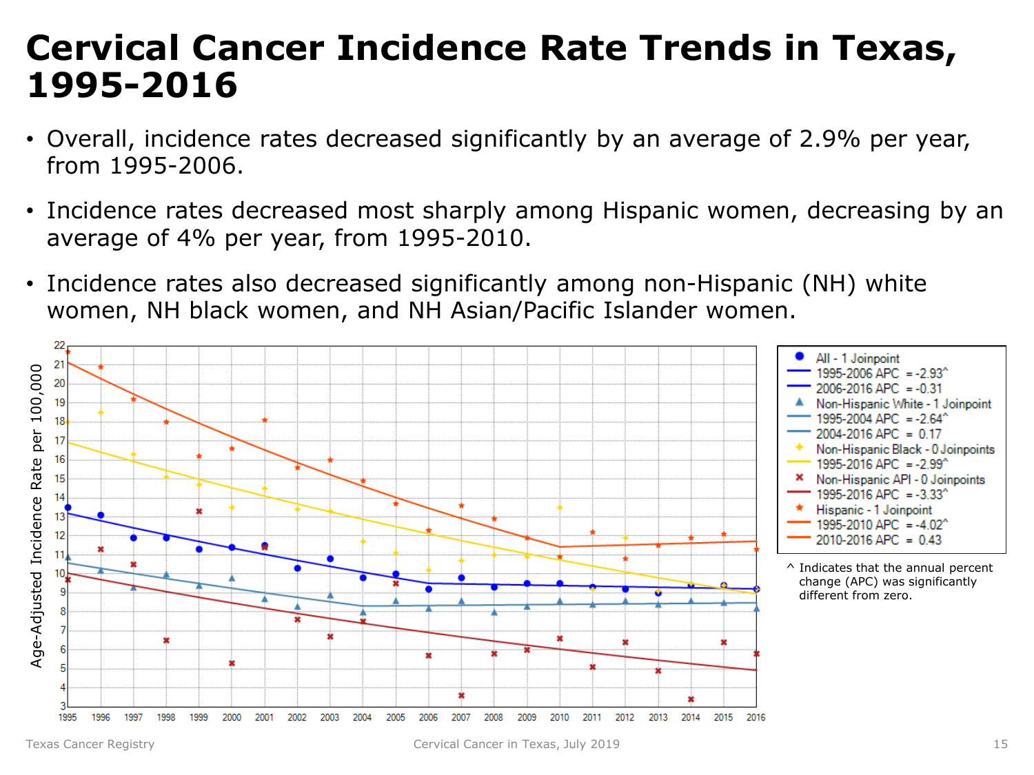# Cervical Cancer Incidence Rate Trends in Texas, 1995-2016

- Overall, incidence rates decreased significantly by an average of 2.9% per year, from 1995-2006.
- Incidence rates decreased most sharply among Hispanic women, decreasing by an average of 4% per year, from 1995-2010.
- Incidence rates also decreased significantly among non-Hispanic (NH) white women, NH black women, and NH Asian/Pacific Islander women.

Age-Adjusted Incidence Rate per 100,000

- All - 1 Joinpoint
  - 1995-2006 APC = -2.93^
  - 2006-2016 APC = -0.31
- Non-Hispanic White - 1 Joinpoint
  - 1995-2004 APC = -2.64^
  - 2004-2016 APC = 0.17
- Non-Hispanic Black - 0 Joinpoints
  - 1995-2016 APC = -2.99^
- Non-Hispanic API - 0 Joinpoints
  - 1995-2016 APC = -3.33^
- Hispanic - 1 Joinpoint
  - 1995-2010 APC = -4.02^
  - 2010-2016 APC = 0.43

^ Indicates that the annual percent change (APC) was significantly different from zero.

Texas Cancer Registry — Cervical Cancer in Texas, July 2019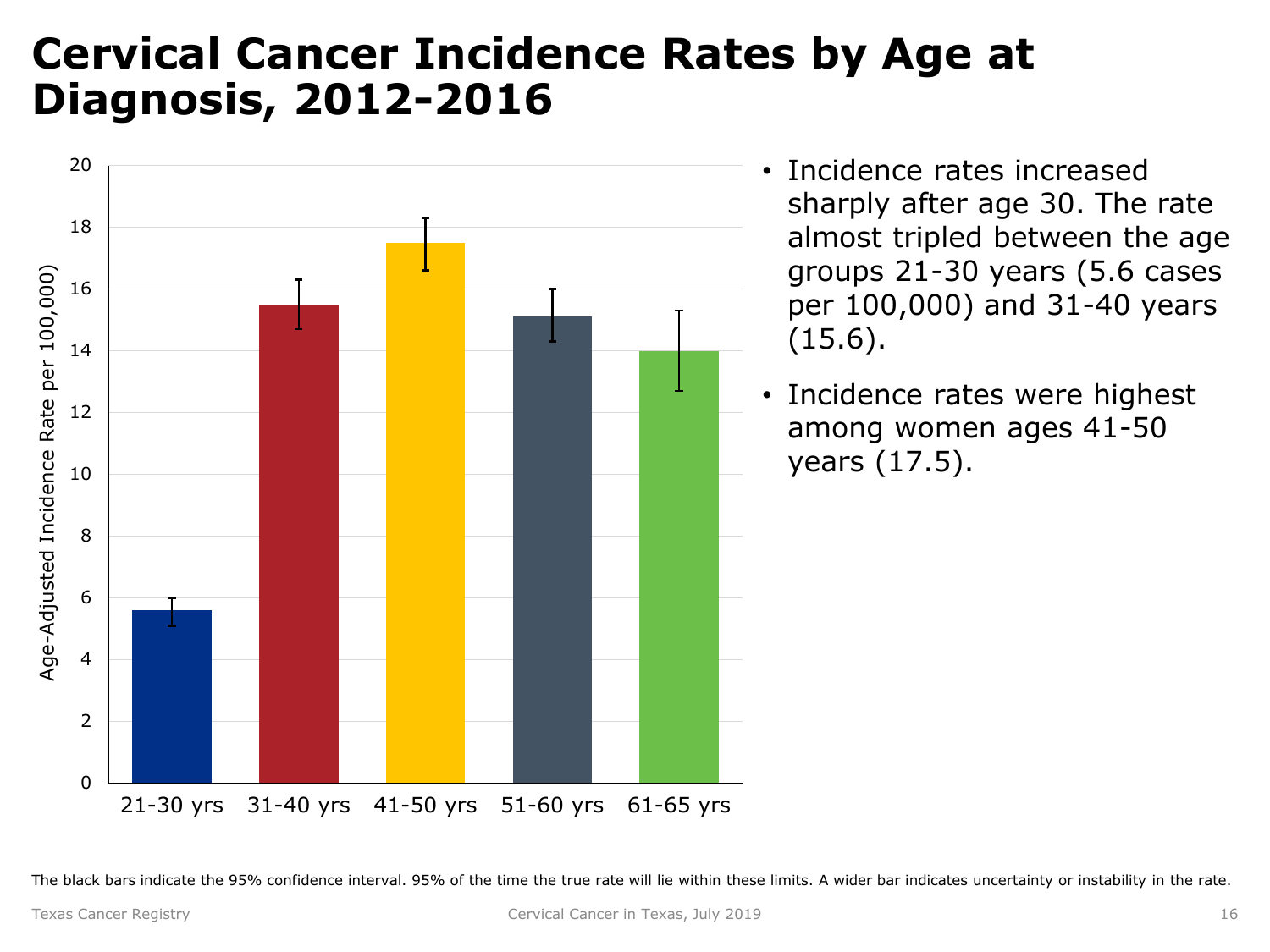# Cervical Cancer Incidence Rates by Age at Diagnosis, 2012-2016

- Incidence rates increased sharply after age 30. The rate almost tripled between the age groups 21-30 years (5.6 cases per 100,000) and 31-40 years (15.6).
- Incidence rates were highest among women ages 41-50 years (17.5).

The black bars indicate the 95% confidence interval. 95% of the time the true rate will lie within these limits. A wider bar indicates uncertainty or instability in the rate.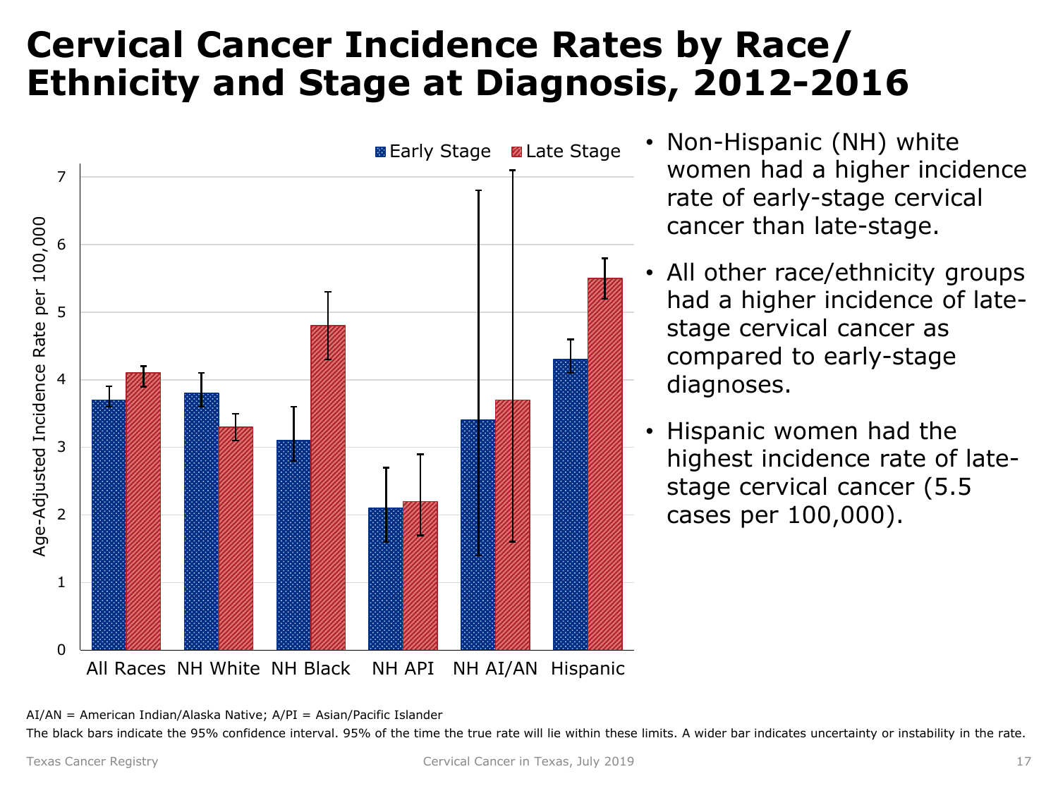# Cervical Cancer Incidence Rates by Race/ Ethnicity and Stage at Diagnosis, 2012-2016

- Non-Hispanic (NH) white women had a higher incidence rate of early-stage cervical cancer than late-stage.
- All other race/ethnicity groups had a higher incidence of late-stage cervical cancer as compared to early-stage diagnoses.
- Hispanic women had the highest incidence rate of late-stage cervical cancer (5.5 cases per 100,000).

AI/AN = American Indian/Alaska Native; A/PI = Asian/Pacific Islander

The black bars indicate the 95% confidence interval. 95% of the time the true rate will lie within these limits. A wider bar indicates uncertainty or instability in the rate.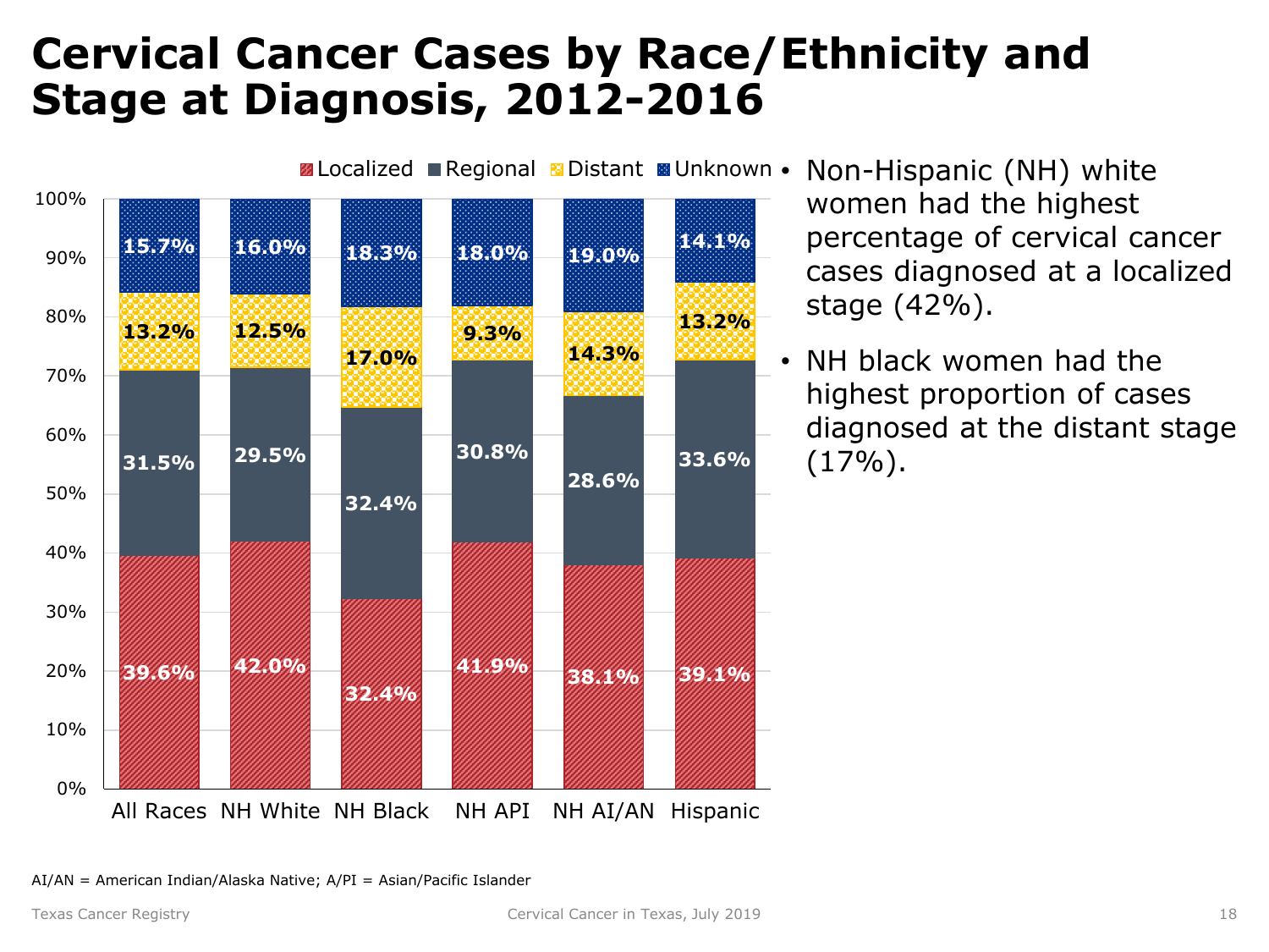# Cervical Cancer Cases by Race/Ethnicity and Stage at Diagnosis, 2012-2016

| | Localized | Regional | Distant | Unknown |
|---|---|---|---|---|
| All Races | 39.6% | 31.5% | 13.2% | 15.7% |
| NH White | 42.0% | 29.5% | 12.5% | 16.0% |
| NH Black | 32.4% | 32.4% | 17.0% | 18.3% |
| NH API | 41.9% | 30.8% | 9.3% | 18.0% |
| NH AI/AN | 38.1% | 28.6% | 14.3% | 19.0% |
| Hispanic | 39.1% | 33.6% | 13.2% | 14.1% |

- Non-Hispanic (NH) white women had the highest percentage of cervical cancer cases diagnosed at a localized stage (42%).
- NH black women had the highest proportion of cases diagnosed at the distant stage (17%).

AI/AN = American Indian/Alaska Native; A/PI = Asian/Pacific Islander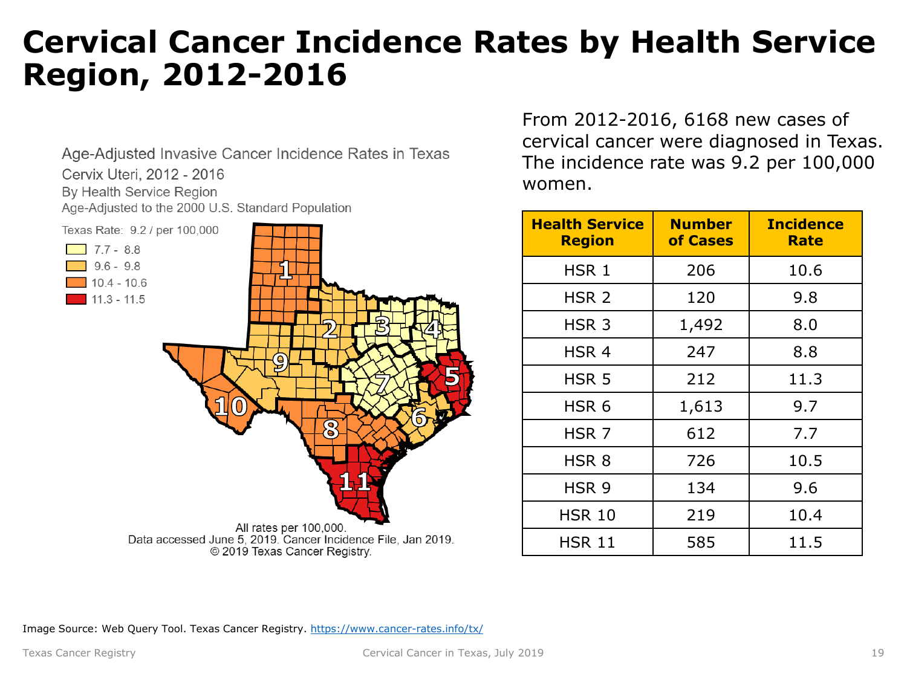# Cervical Cancer Incidence Rates by Health Service Region, 2012-2016

Age-Adjusted Invasive Cancer Incidence Rates in Texas

Cervix Uteri, 2012 - 2016

By Health Service Region

Age-Adjusted to the 2000 U.S. Standard Population

Texas Rate: 9.2 / per 100,000

- 7.7 - 8.8
- 9.6 - 9.8
- 10.4 - 10.6
- 11.3 - 11.5

All rates per 100,000.
Data accessed June 5, 2019. Cancer Incidence File, Jan 2019.
© 2019 Texas Cancer Registry.

From 2012-2016, 6168 new cases of cervical cancer were diagnosed in Texas. The incidence rate was 9.2 per 100,000 women.

| Health Service Region | Number of Cases | Incidence Rate |
|---|---|---|
| HSR 1 | 206 | 10.6 |
| HSR 2 | 120 | 9.8 |
| HSR 3 | 1,492 | 8.0 |
| HSR 4 | 247 | 8.8 |
| HSR 5 | 212 | 11.3 |
| HSR 6 | 1,613 | 9.7 |
| HSR 7 | 612 | 7.7 |
| HSR 8 | 726 | 10.5 |
| HSR 9 | 134 | 9.6 |
| HSR 10 | 219 | 10.4 |
| HSR 11 | 585 | 11.5 |

Image Source: Web Query Tool. Texas Cancer Registry. https://www.cancer-rates.info/tx/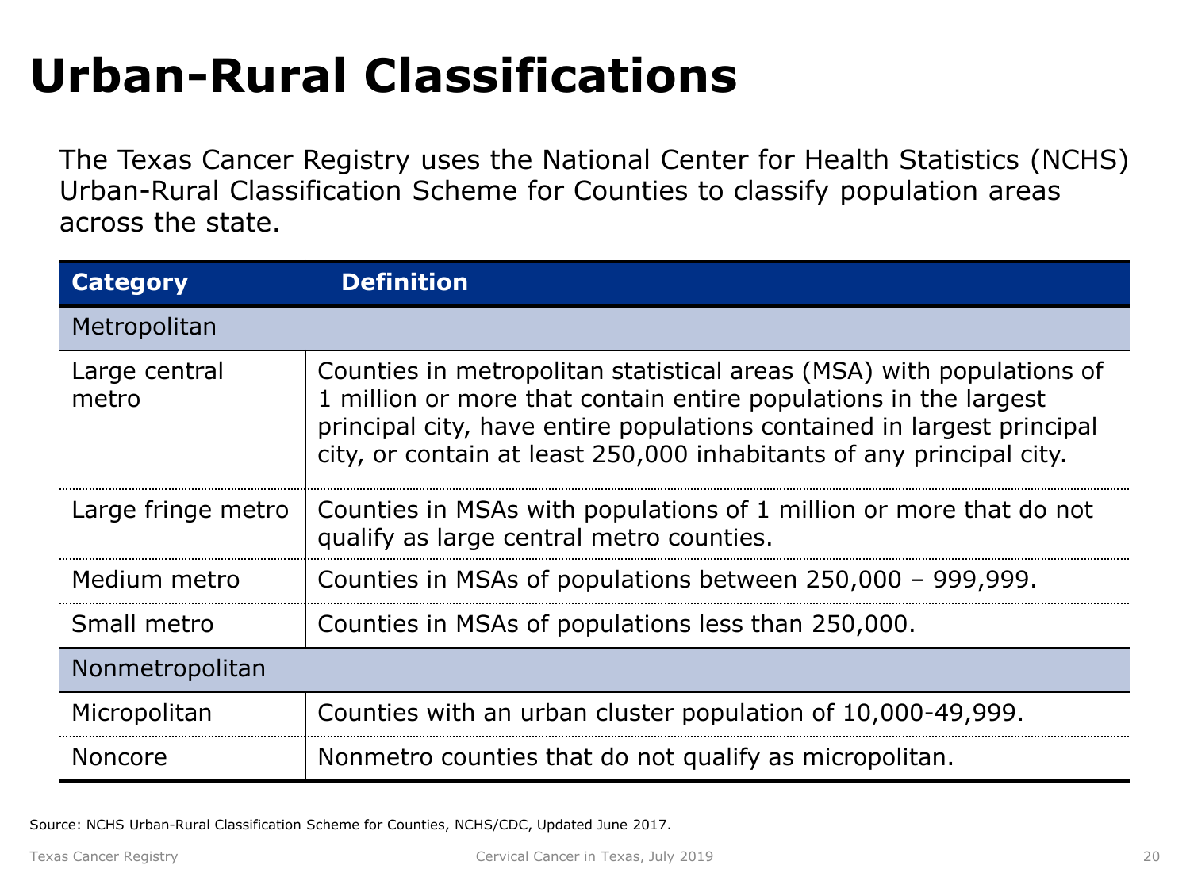# Urban-Rural Classifications

The Texas Cancer Registry uses the National Center for Health Statistics (NCHS) Urban-Rural Classification Scheme for Counties to classify population areas across the state.

| Category | Definition |
|---|---|
| Metropolitan | |
| Large central metro | Counties in metropolitan statistical areas (MSA) with populations of 1 million or more that contain entire populations in the largest principal city, have entire populations contained in largest principal city, or contain at least 250,000 inhabitants of any principal city. |
| Large fringe metro | Counties in MSAs with populations of 1 million or more that do not qualify as large central metro counties. |
| Medium metro | Counties in MSAs of populations between 250,000 – 999,999. |
| Small metro | Counties in MSAs of populations less than 250,000. |
| Nonmetropolitan | |
| Micropolitan | Counties with an urban cluster population of 10,000-49,999. |
| Noncore | Nonmetro counties that do not qualify as micropolitan. |

Source: NCHS Urban-Rural Classification Scheme for Counties, NCHS/CDC, Updated June 2017.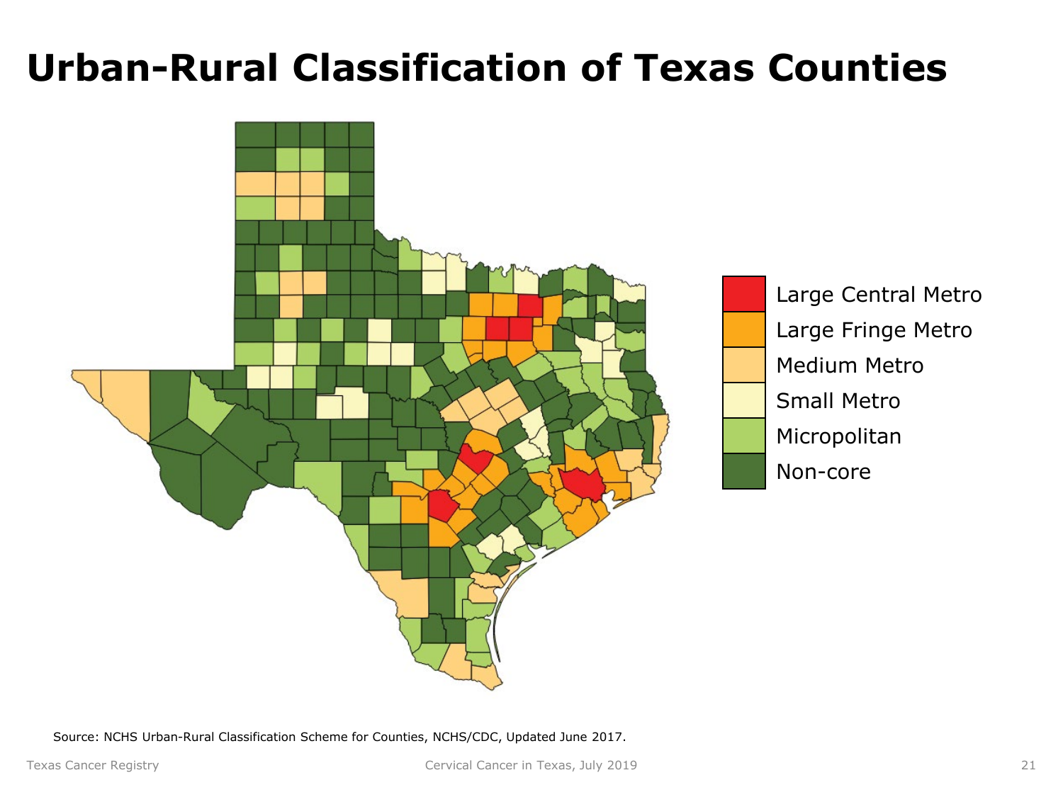# Urban-Rural Classification of Texas Counties

- Large Central Metro
- Large Fringe Metro
- Medium Metro
- Small Metro
- Micropolitan
- Non-core

Source: NCHS Urban-Rural Classification Scheme for Counties, NCHS/CDC, Updated June 2017.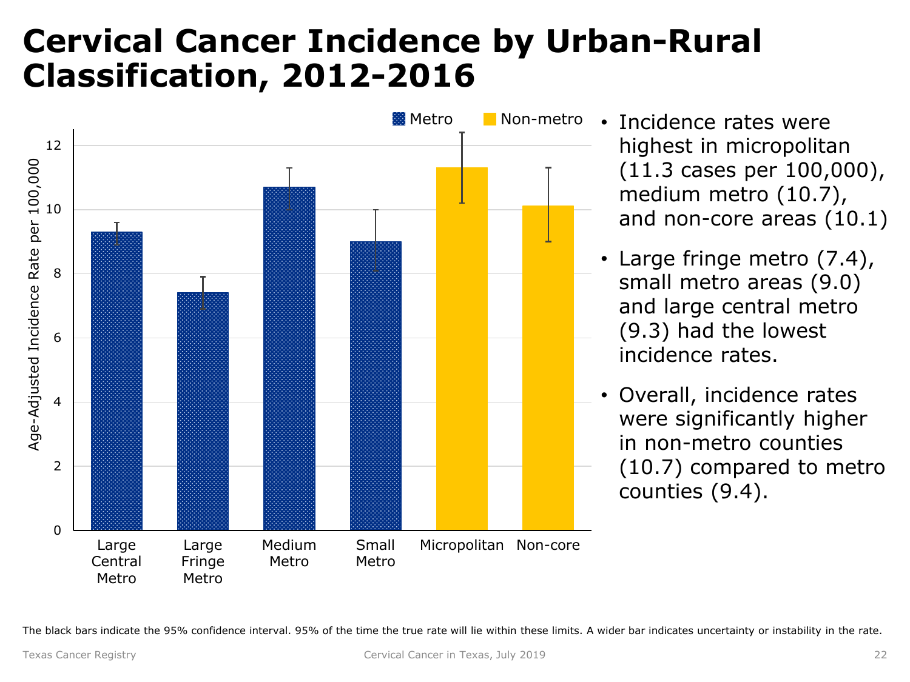# Cervical Cancer Incidence by Urban-Rural Classification, 2012-2016

- Incidence rates were highest in micropolitan (11.3 cases per 100,000), medium metro (10.7), and non-core areas (10.1)
- Large fringe metro (7.4), small metro areas (9.0) and large central metro (9.3) had the lowest incidence rates.
- Overall, incidence rates were significantly higher in non-metro counties (10.7) compared to metro counties (9.4).

The black bars indicate the 95% confidence interval. 95% of the time the true rate will lie within these limits. A wider bar indicates uncertainty or instability in the rate.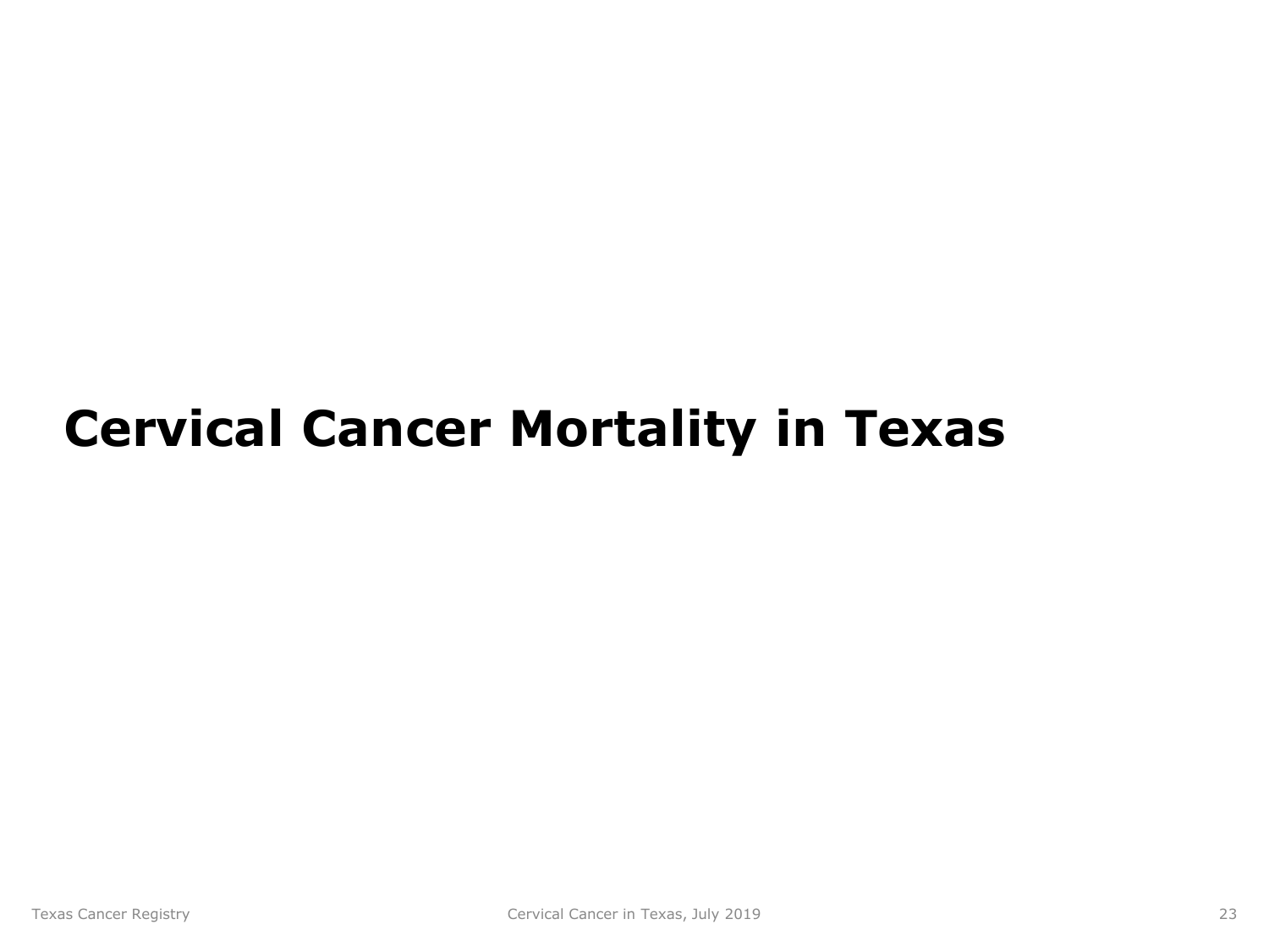# Cervical Cancer Mortality in Texas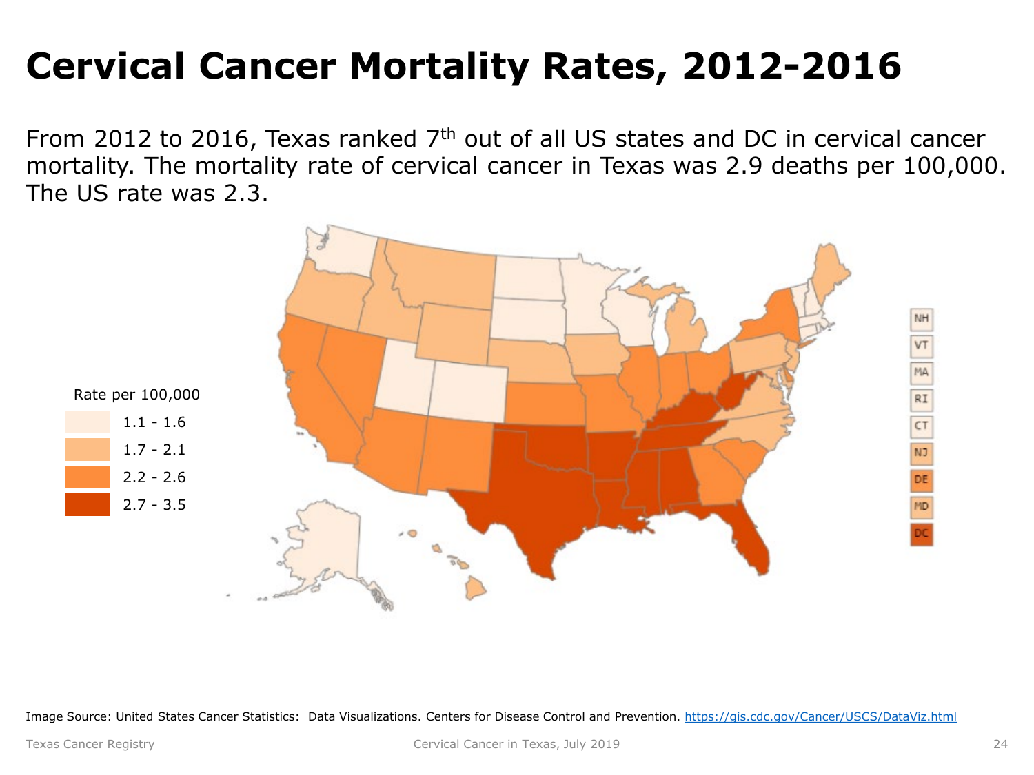# Cervical Cancer Mortality Rates, 2012-2016

From 2012 to 2016, Texas ranked 7th out of all US states and DC in cervical cancer mortality. The mortality rate of cervical cancer in Texas was 2.9 deaths per 100,000. The US rate was 2.3.

Rate per 100,000

- 1.1 - 1.6
- 1.7 - 2.1
- 2.2 - 2.6
- 2.7 - 3.5

NH, VT, MA, RI, CT, NJ, DE, MD, DC

Image Source: United States Cancer Statistics: Data Visualizations. Centers for Disease Control and Prevention. https://gis.cdc.gov/Cancer/USCS/DataViz.html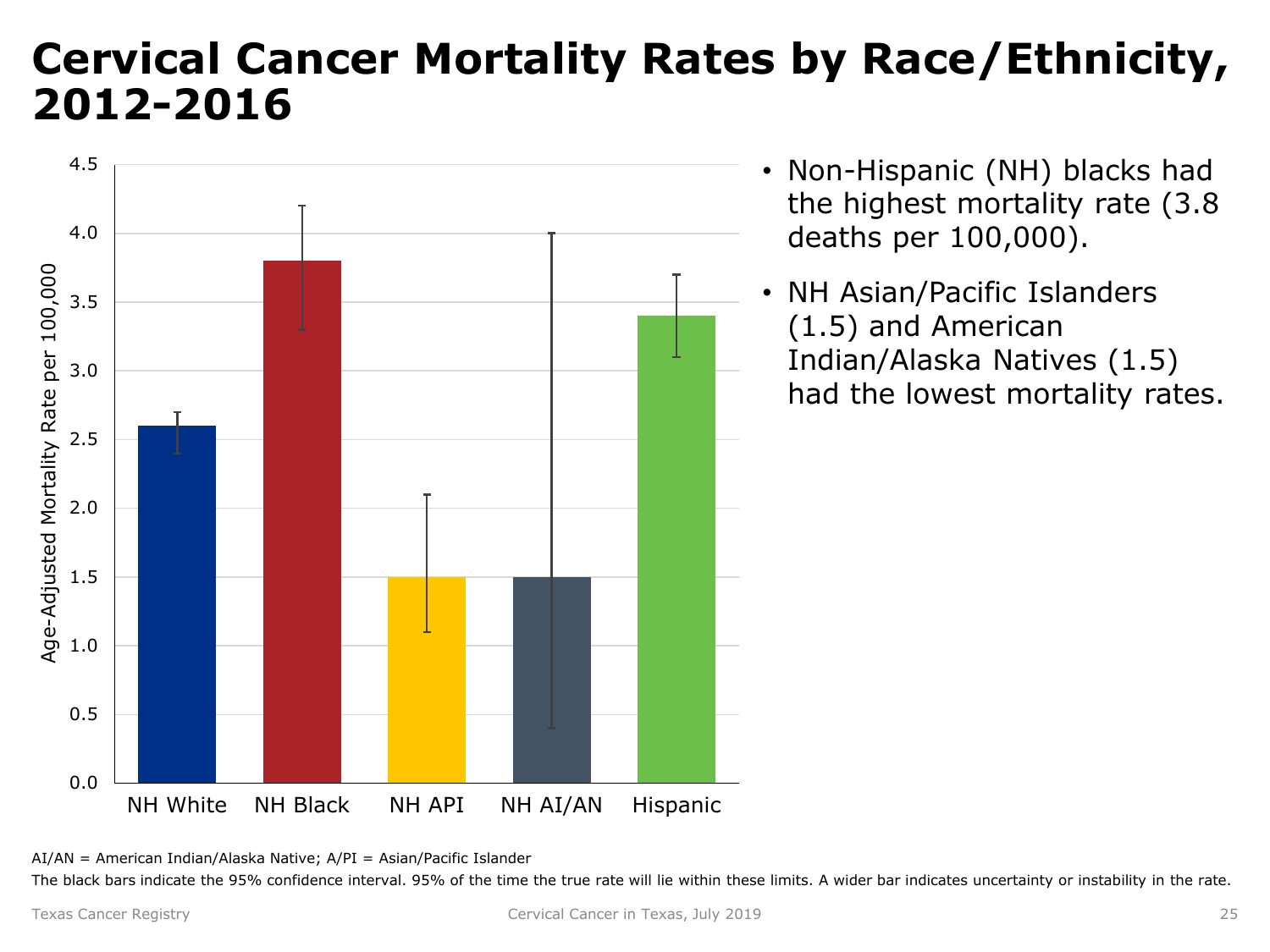# Cervical Cancer Mortality Rates by Race/Ethnicity, 2012-2016

| | NH White | NH Black | NH API | NH AI/AN | Hispanic |
|---|---|---|---|---|---|
| Age-Adjusted Mortality Rate per 100,000 | 2.6 | 3.8 | 1.5 | 1.5 | 3.4 |

- Non-Hispanic (NH) blacks had the highest mortality rate (3.8 deaths per 100,000).
- NH Asian/Pacific Islanders (1.5) and American Indian/Alaska Natives (1.5) had the lowest mortality rates.

AI/AN = American Indian/Alaska Native; A/PI = Asian/Pacific Islander

The black bars indicate the 95% confidence interval. 95% of the time the true rate will lie within these limits. A wider bar indicates uncertainty or instability in the rate.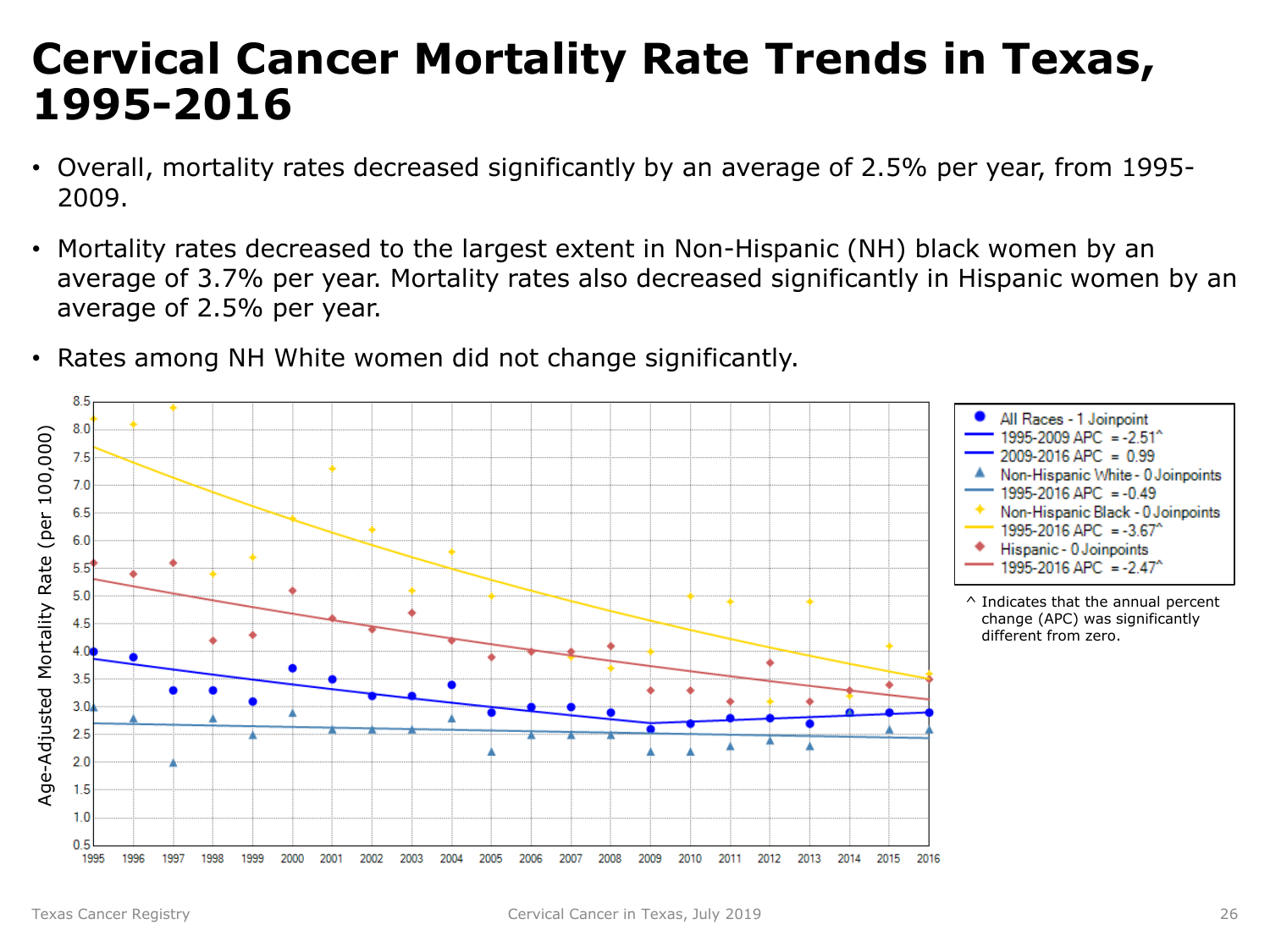# Cervical Cancer Mortality Rate Trends in Texas, 1995-2016

- Overall, mortality rates decreased significantly by an average of 2.5% per year, from 1995-2009.
- Mortality rates decreased to the largest extent in Non-Hispanic (NH) black women by an average of 3.7% per year. Mortality rates also decreased significantly in Hispanic women by an average of 2.5% per year.
- Rates among NH White women did not change significantly.

Age-Adjusted Mortality Rate (per 100,000)

- All Races - 1 Joinpoint
  - 1995-2009 APC = -2.51^
  - 2009-2016 APC = 0.99
- Non-Hispanic White - 0 Joinpoints
  - 1995-2016 APC = -0.49
- Non-Hispanic Black - 0 Joinpoints
  - 1995-2016 APC = -3.67^
- Hispanic - 0 Joinpoints
  - 1995-2016 APC = -2.47^

^ Indicates that the annual percent change (APC) was significantly different from zero.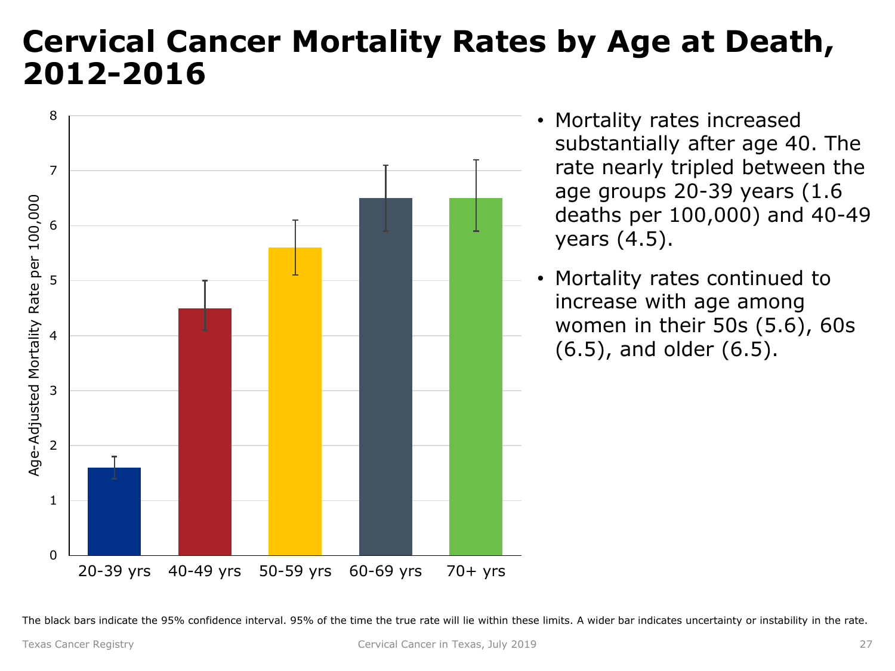# Cervical Cancer Mortality Rates by Age at Death, 2012-2016

| Age at Death | Age-Adjusted Mortality Rate per 100,000 |
|---|---|
| 20-39 yrs | 1.6 |
| 40-49 yrs | 4.5 |
| 50-59 yrs | 5.6 |
| 60-69 yrs | 6.5 |
| 70+ yrs | 6.5 |

- Mortality rates increased substantially after age 40. The rate nearly tripled between the age groups 20-39 years (1.6 deaths per 100,000) and 40-49 years (4.5).
- Mortality rates continued to increase with age among women in their 50s (5.6), 60s (6.5), and older (6.5).

The black bars indicate the 95% confidence interval. 95% of the time the true rate will lie within these limits. A wider bar indicates uncertainty or instability in the rate.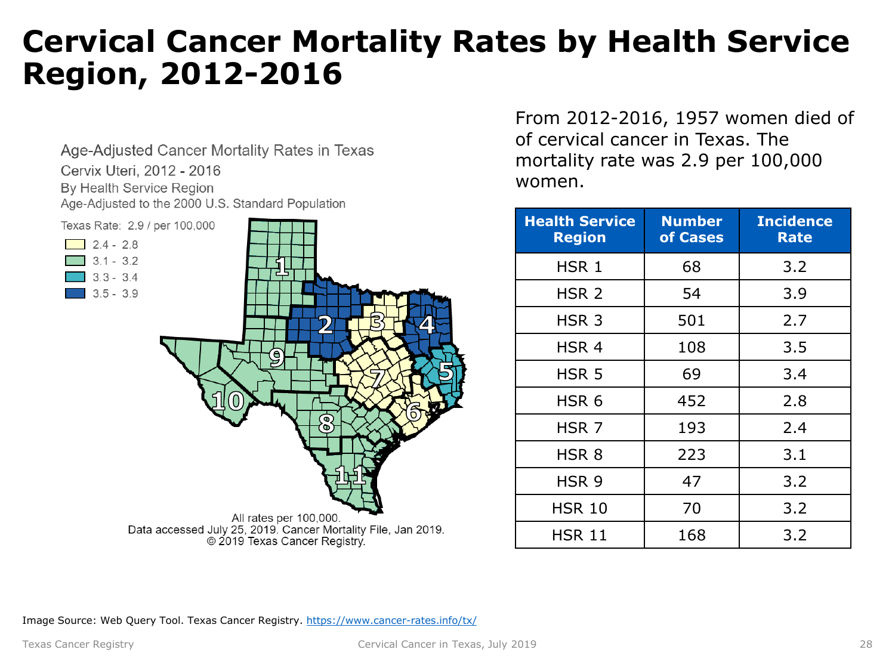# Cervical Cancer Mortality Rates by Health Service Region, 2012-2016

Age-Adjusted Cancer Mortality Rates in Texas
Cervix Uteri, 2012 - 2016
By Health Service Region
Age-Adjusted to the 2000 U.S. Standard Population

Texas Rate: 2.9 / per 100,000

- 2.4 - 2.8
- 3.1 - 3.2
- 3.3 - 3.4
- 3.5 - 3.9

All rates per 100,000.
Data accessed July 25, 2019. Cancer Mortality File, Jan 2019.
© 2019 Texas Cancer Registry.

From 2012-2016, 1957 women died of of cervical cancer in Texas. The mortality rate was 2.9 per 100,000 women.

| Health Service Region | Number of Cases | Incidence Rate |
|---|---|---|
| HSR 1 | 68 | 3.2 |
| HSR 2 | 54 | 3.9 |
| HSR 3 | 501 | 2.7 |
| HSR 4 | 108 | 3.5 |
| HSR 5 | 69 | 3.4 |
| HSR 6 | 452 | 2.8 |
| HSR 7 | 193 | 2.4 |
| HSR 8 | 223 | 3.1 |
| HSR 9 | 47 | 3.2 |
| HSR 10 | 70 | 3.2 |
| HSR 11 | 168 | 3.2 |

Image Source: Web Query Tool. Texas Cancer Registry. https://www.cancer-rates.info/tx/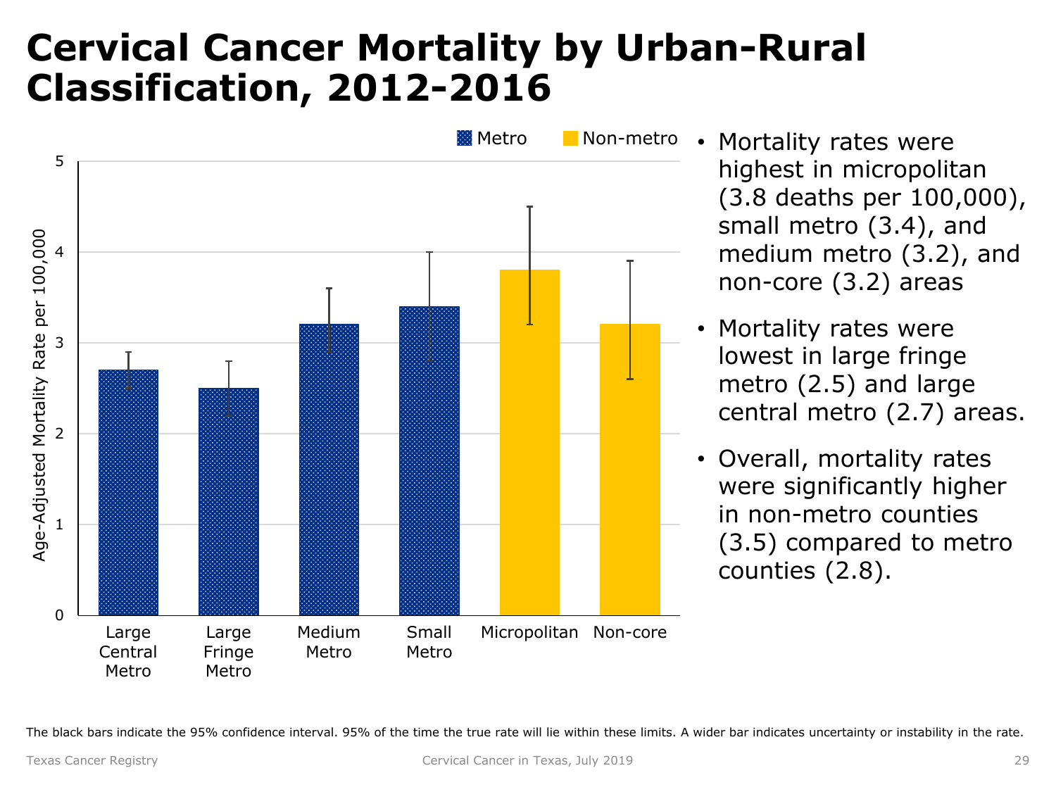# Cervical Cancer Mortality by Urban-Rural Classification, 2012-2016

- Mortality rates were highest in micropolitan (3.8 deaths per 100,000), small metro (3.4), and medium metro (3.2), and non-core (3.2) areas
- Mortality rates were lowest in large fringe metro (2.5) and large central metro (2.7) areas.
- Overall, mortality rates were significantly higher in non-metro counties (3.5) compared to metro counties (2.8).

The black bars indicate the 95% confidence interval. 95% of the time the true rate will lie within these limits. A wider bar indicates uncertainty or instability in the rate.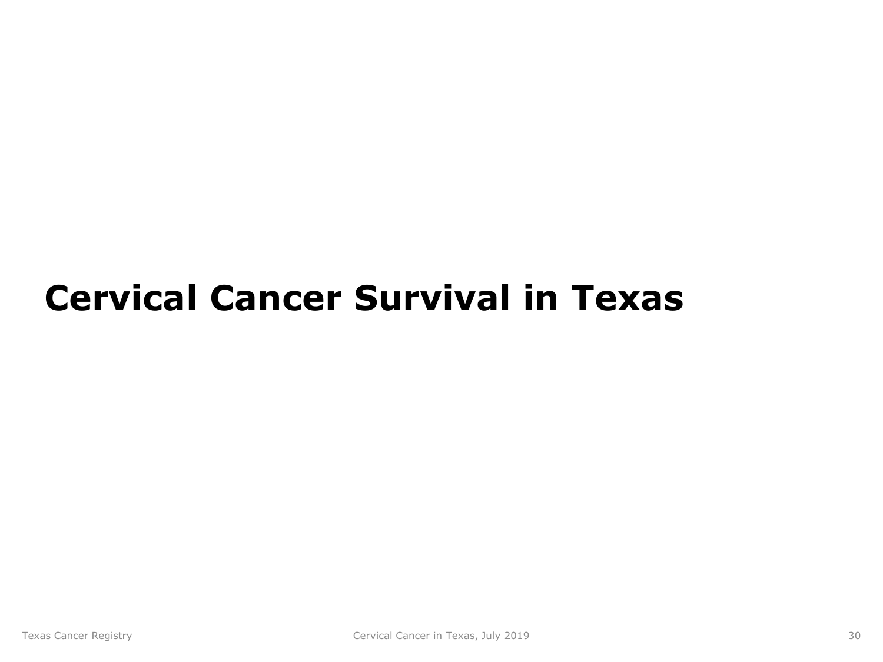# Cervical Cancer Survival in Texas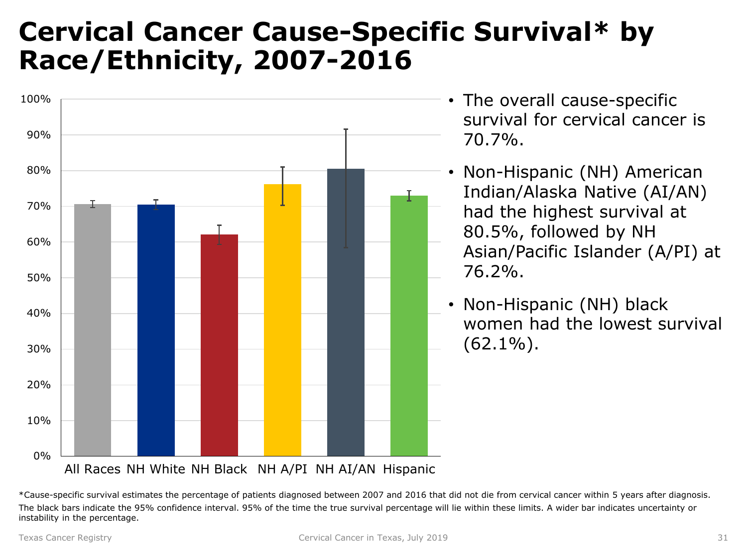# Cervical Cancer Cause-Specific Survival* by Race/Ethnicity, 2007-2016

- The overall cause-specific survival for cervical cancer is 70.7%.
- Non-Hispanic (NH) American Indian/Alaska Native (AI/AN) had the highest survival at 80.5%, followed by NH Asian/Pacific Islander (A/PI) at 76.2%.
- Non-Hispanic (NH) black women had the lowest survival (62.1%).

*Cause-specific survival estimates the percentage of patients diagnosed between 2007 and 2016 that did not die from cervical cancer within 5 years after diagnosis.

The black bars indicate the 95% confidence interval. 95% of the time the true survival percentage will lie within these limits. A wider bar indicates uncertainty or instability in the percentage.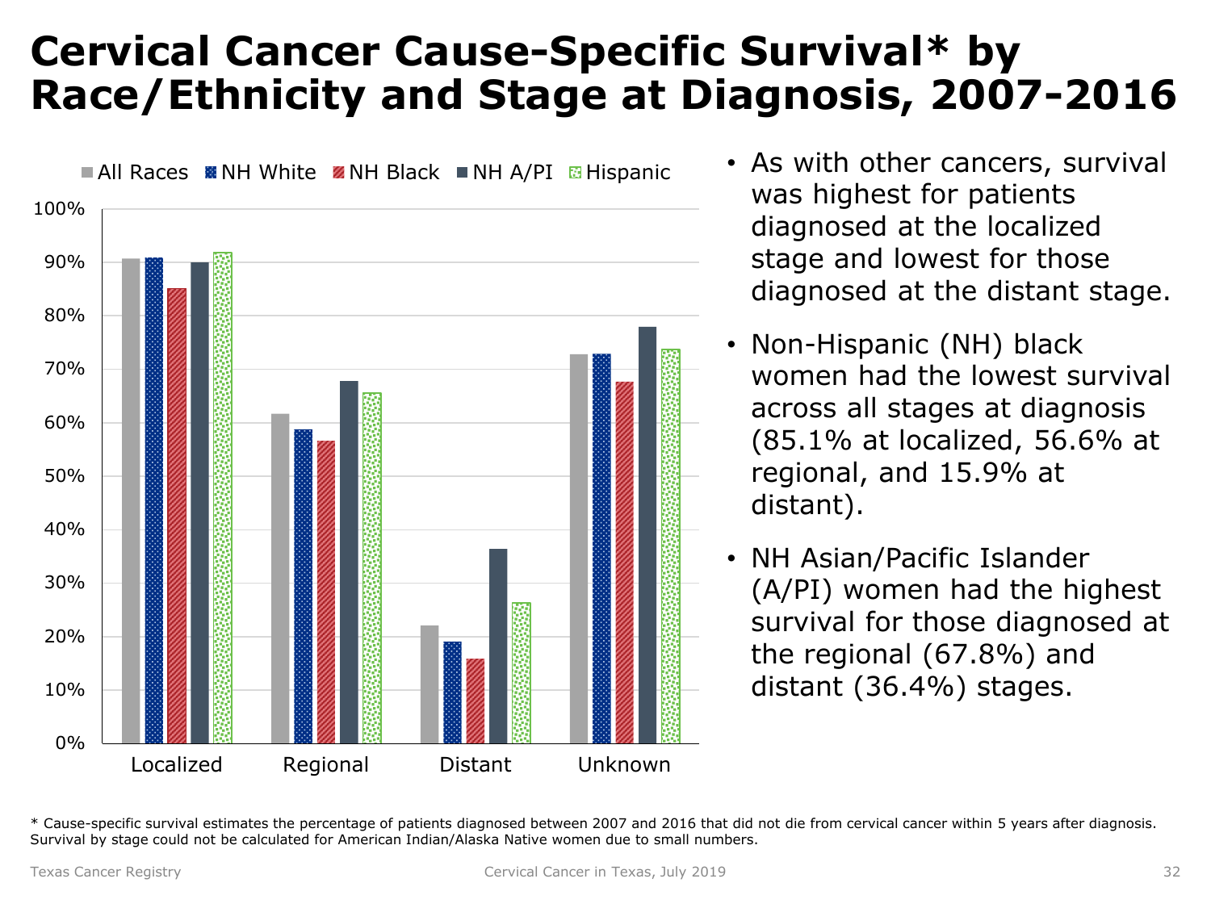# Cervical Cancer Cause-Specific Survival* by Race/Ethnicity and Stage at Diagnosis, 2007-2016

- As with other cancers, survival was highest for patients diagnosed at the localized stage and lowest for those diagnosed at the distant stage.
- Non-Hispanic (NH) black women had the lowest survival across all stages at diagnosis (85.1% at localized, 56.6% at regional, and 15.9% at distant).
- NH Asian/Pacific Islander (A/PI) women had the highest survival for those diagnosed at the regional (67.8%) and distant (36.4%) stages.

\* Cause-specific survival estimates the percentage of patients diagnosed between 2007 and 2016 that did not die from cervical cancer within 5 years after diagnosis. Survival by stage could not be calculated for American Indian/Alaska Native women due to small numbers.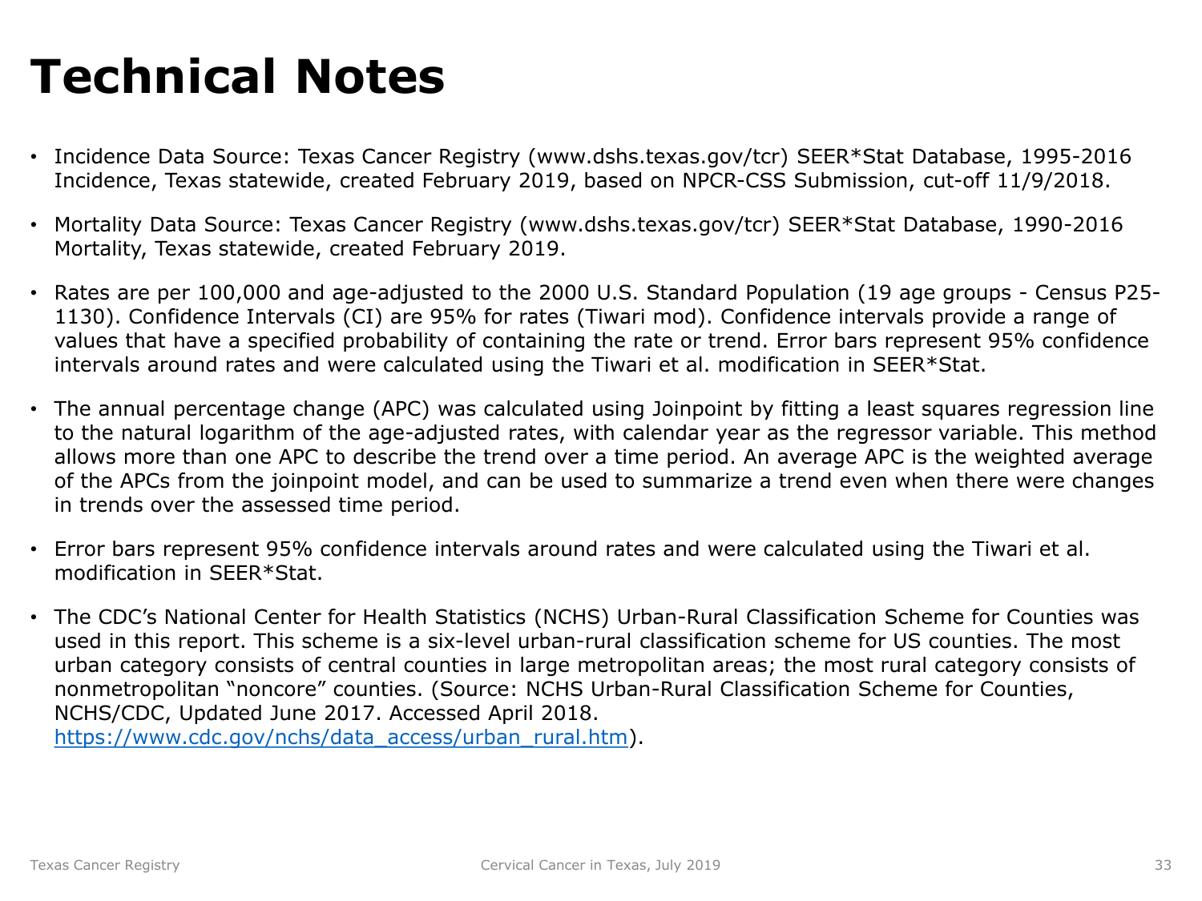# Technical Notes

- Incidence Data Source: Texas Cancer Registry (www.dshs.texas.gov/tcr) SEER*Stat Database, 1995-2016 Incidence, Texas statewide, created February 2019, based on NPCR-CSS Submission, cut-off 11/9/2018.
- Mortality Data Source: Texas Cancer Registry (www.dshs.texas.gov/tcr) SEER*Stat Database, 1990-2016 Mortality, Texas statewide, created February 2019.
- Rates are per 100,000 and age-adjusted to the 2000 U.S. Standard Population (19 age groups - Census P25-1130). Confidence Intervals (CI) are 95% for rates (Tiwari mod). Confidence intervals provide a range of values that have a specified probability of containing the rate or trend. Error bars represent 95% confidence intervals around rates and were calculated using the Tiwari et al. modification in SEER*Stat.
- The annual percentage change (APC) was calculated using Joinpoint by fitting a least squares regression line to the natural logarithm of the age-adjusted rates, with calendar year as the regressor variable. This method allows more than one APC to describe the trend over a time period. An average APC is the weighted average of the APCs from the joinpoint model, and can be used to summarize a trend even when there were changes in trends over the assessed time period.
- Error bars represent 95% confidence intervals around rates and were calculated using the Tiwari et al. modification in SEER*Stat.
- The CDC's National Center for Health Statistics (NCHS) Urban-Rural Classification Scheme for Counties was used in this report. This scheme is a six-level urban-rural classification scheme for US counties. The most urban category consists of central counties in large metropolitan areas; the most rural category consists of nonmetropolitan "noncore" counties. (Source: NCHS Urban-Rural Classification Scheme for Counties, NCHS/CDC, Updated June 2017. Accessed April 2018. https://www.cdc.gov/nchs/data_access/urban_rural.htm).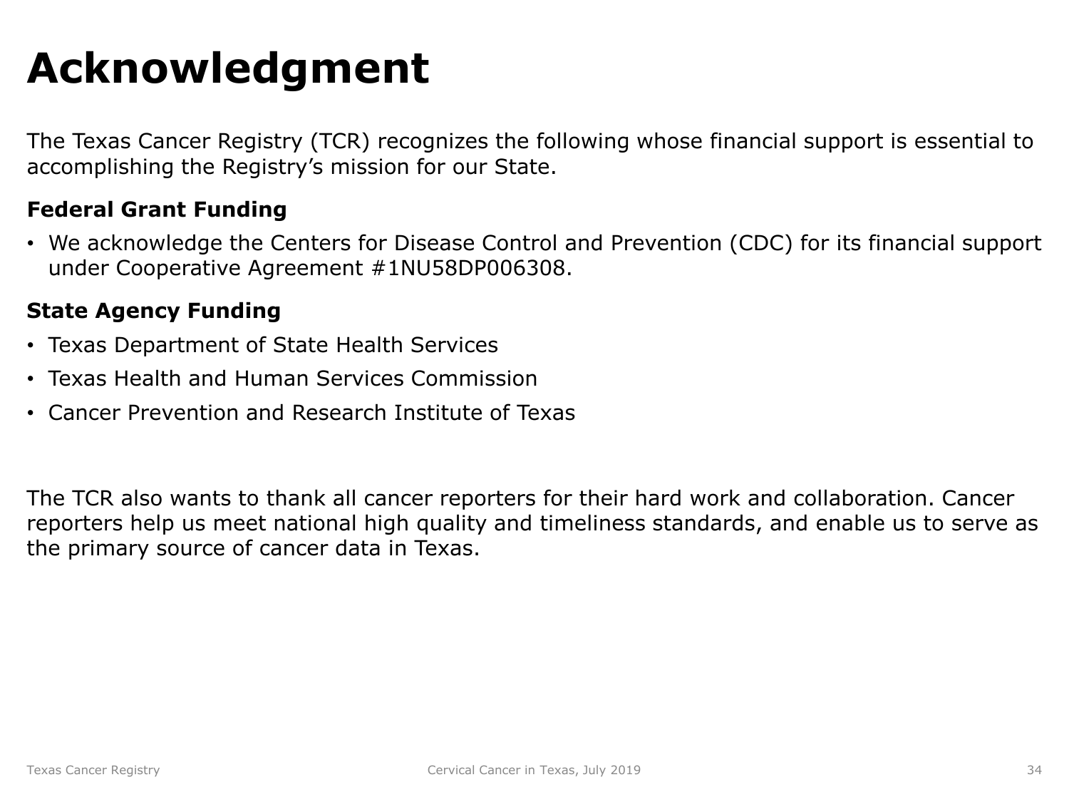# Acknowledgment

The Texas Cancer Registry (TCR) recognizes the following whose financial support is essential to accomplishing the Registry's mission for our State.

**Federal Grant Funding**

- We acknowledge the Centers for Disease Control and Prevention (CDC) for its financial support under Cooperative Agreement #1NU58DP006308.

**State Agency Funding**

- Texas Department of State Health Services
- Texas Health and Human Services Commission
- Cancer Prevention and Research Institute of Texas

The TCR also wants to thank all cancer reporters for their hard work and collaboration. Cancer reporters help us meet national high quality and timeliness standards, and enable us to serve as the primary source of cancer data in Texas.